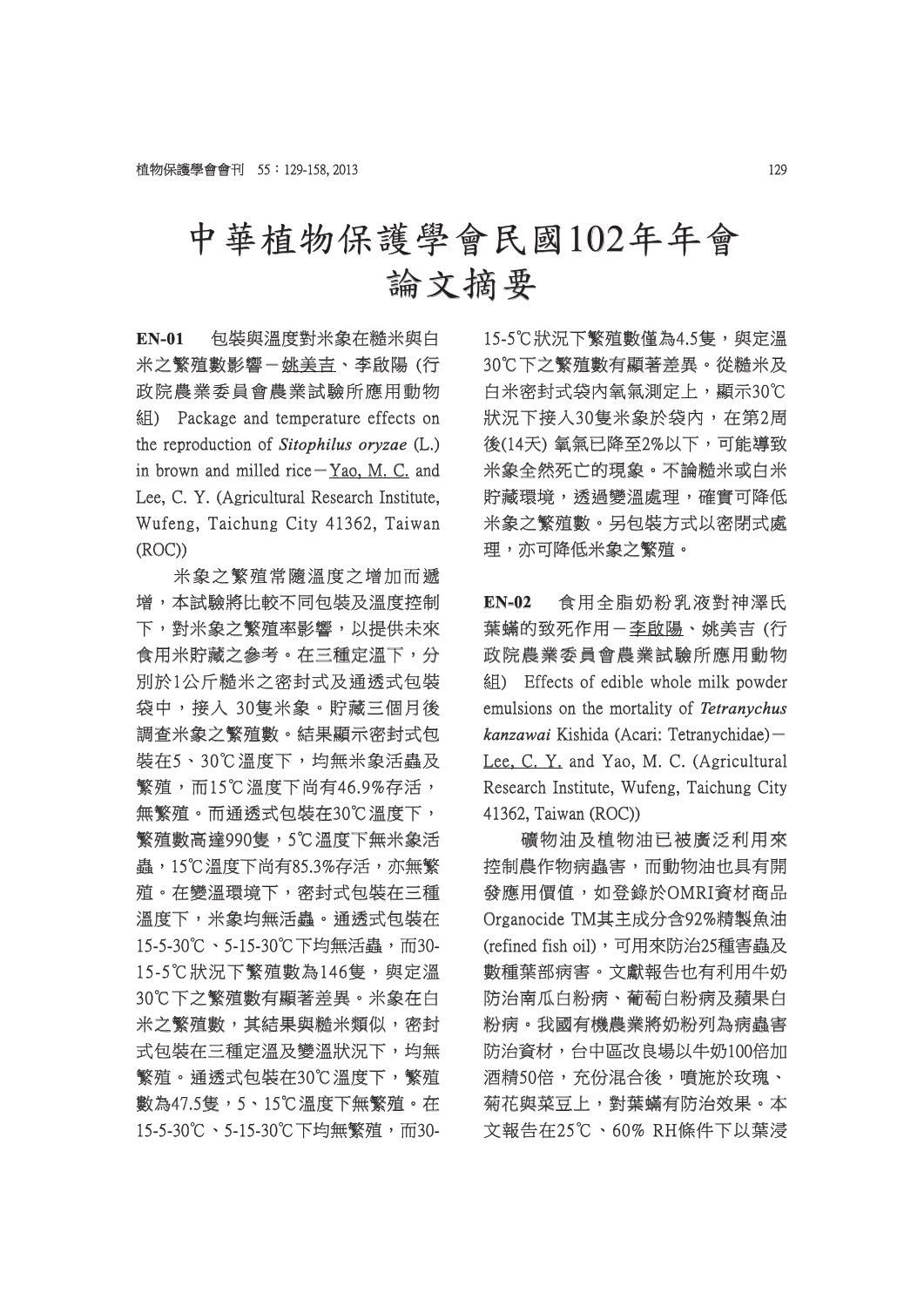# 中華植物保護學會民國102年年會論文摘要

**EN-01** 包裝與溫度對米象在糙米與白米之繁殖數影響－姚美吉、李啟陽 (行政院農業委員會農業試驗所應用動物組) Package and temperature effects on the reproduction of ***Sitophilus oryzae*** (L.) in brown and milled rice－Yao, M. C. and Lee, C. Y. (Agricultural Research Institute, Wufeng, Taichung City 41362, Taiwan (ROC))

米象之繁殖常隨溫度之增加而遞增，本試驗將比較不同包裝及溫度控制下，對米象之繁殖率影響，以提供未來食用米貯藏之參考。在三種定溫下，分別於1公斤糙米之密封式及通透式包裝袋中，接入 30隻米象。貯藏三個月後調查米象之繁殖數。結果顯示密封式包裝在5、30℃溫度下，均無米象活蟲及繁殖，而15℃溫度下尚有46.9%存活，無繁殖。而通透式包裝在30℃溫度下，繁殖數高達990隻，5℃溫度下無米象活蟲，15℃溫度下尚有85.3%存活，亦無繁殖。在變溫環境下，密封式包裝在三種溫度下，米象均無活蟲。通透式包裝在15-5-30℃、5-15-30℃下均無活蟲，而30-15-5℃狀況下繁殖數為146隻，與定溫30℃下之繁殖數有顯著差異。米象在白米之繁殖數，其結果與糙米類似，密封式包裝在三種定溫及變溫狀況下，均無繁殖。通透式包裝在30℃溫度下，繁殖數為47.5隻，5、15℃溫度下無繁殖。在15-5-30℃、5-15-30℃下均無繁殖，而30-15-5℃狀況下繁殖數僅為4.5隻，與定溫30℃下之繁殖數有顯著差異。從糙米及白米密封式袋內氧氣測定上，顯示30℃狀況下接入30隻米象於袋內，在第2周後(14天) 氧氣已降至2%以下，可能導致米象全然死亡的現象。不論糙米或白米貯藏環境，透過變溫處理，確實可降低米象之繁殖數。另包裝方式以密閉式處理，亦可降低米象之繁殖。

**EN-02** 食用全脂奶粉乳液對神澤氏葉蟎的致死作用－李啟陽、姚美吉 (行政院農業委員會農業試驗所應用動物組) Effects of edible whole milk powder emulsions on the mortality of ***Tetranychus kanzawai*** Kishida (Acari: Tetranychidae)－Lee, C. Y. and Yao, M. C. (Agricultural Research Institute, Wufeng, Taichung City 41362, Taiwan (ROC))

礦物油及植物油已被廣泛利用來控制農作物病蟲害，而動物油也具有開發應用價值，如登錄於OMRI資材商品Organocide TM其主成分含92%精製魚油(refined fish oil)，可用來防治25種害蟲及數種葉部病害。文獻報告也有利用牛奶防治南瓜白粉病、葡萄白粉病及蘋果白粉病。我國有機農業將奶粉列為病蟲害防治資材，台中區改良場以牛奶100倍加酒精50倍，充份混合後，噴施於玫瑰、菊花與菜豆上，對葉蟎有防治效果。本文報告在25℃、60% RH條件下以葉浸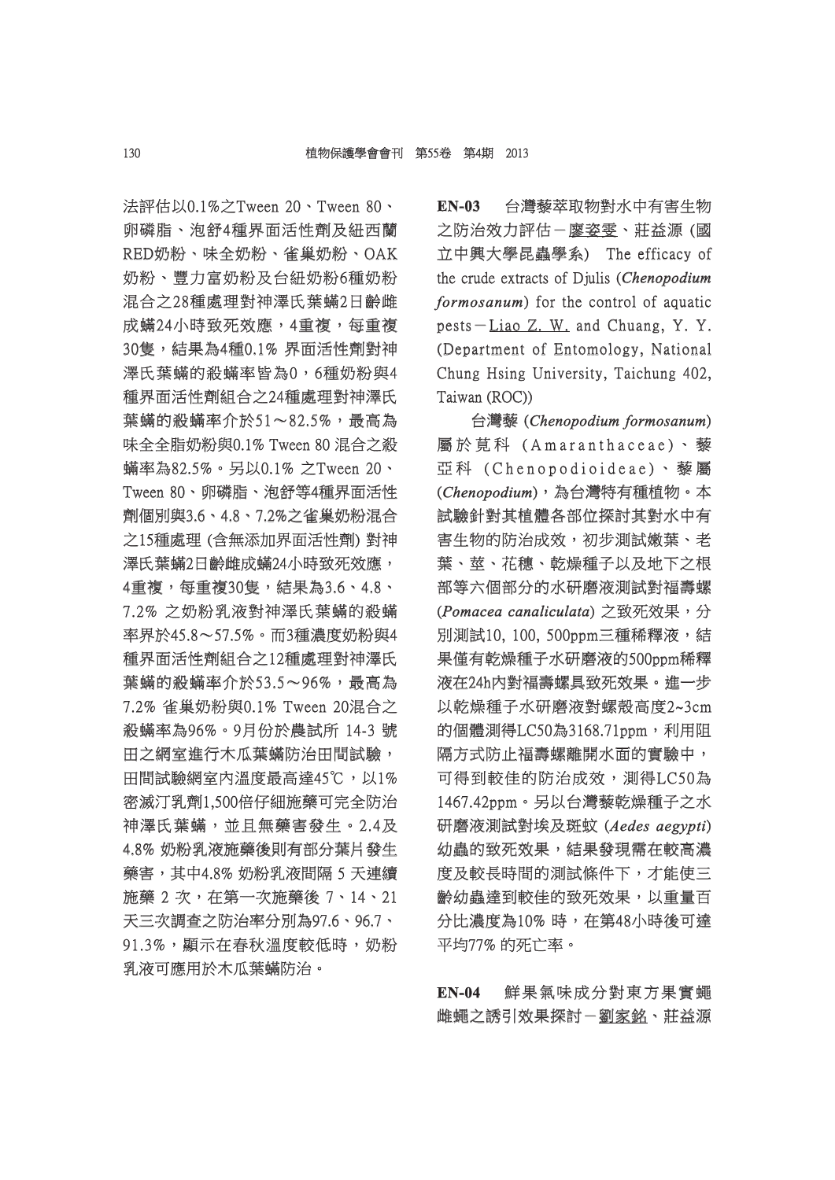法評估以0.1%之Tween 20、Tween 80、卵磷脂、泡舒4種界面活性劑及紐西蘭RED奶粉、味全奶粉、雀巢奶粉、OAK奶粉、豐力富奶粉及台紐奶粉6種奶粉混合之28種處理對神澤氏葉蟎2日齡雌成蟎24小時致死效應，4重複，每重複30隻，結果為4種0.1% 界面活性劑對神澤氏葉蟎的殺蟎率皆為0，6種奶粉與4種界面活性劑組合之24種處理對神澤氏葉蟎的殺蟎率介於51～82.5%，最高為味全全脂奶粉與0.1% Tween 80 混合之殺蟎率為82.5%。另以0.1% 之Tween 20、Tween 80、卵磷脂、泡舒等4種界面活性劑個別與3.6、4.8、7.2%之雀巢奶粉混合之15種處理 (含無添加界面活性劑) 對神澤氏葉蟎2日齡雌成蟎24小時致死效應，4重複，每重複30隻，結果為3.6、4.8、7.2% 之奶粉乳液對神澤氏葉蟎的殺蟎率界於45.8～57.5%。而3種濃度奶粉與4種界面活性劑組合之12種處理對神澤氏葉蟎的殺蟎率介於53.5～96%，最高為7.2% 雀巢奶粉與0.1% Tween 20混合之殺蟎率為96%。9月份於農試所 14-3 號田之網室進行木瓜葉蟎防治田間試驗，田間試驗網室內溫度最高達45℃，以1%密滅汀乳劑1,500倍仔細施藥可完全防治神澤氏葉蟎，並且無藥害發生。2.4及4.8% 奶粉乳液施藥後則有部分葉片發生藥害，其中4.8% 奶粉乳液間隔 5 天連續施藥 2 次，在第一次施藥後 7、14、21天三次調查之防治率分別為97.6、96.7、91.3%，顯示在春秋溫度較低時，奶粉乳液可應用於木瓜葉蟎防治。

**EN-03** 台灣藜萃取物對水中有害生物之防治效力評估－廖姿雯、莊益源 (國立中興大學昆蟲學系) The efficacy of the crude extracts of Djulis (***Chenopodium formosanum***) for the control of aquatic pests－Liao Z. W. and Chuang, Y. Y. (Department of Entomology, National Chung Hsing University, Taichung 402, Taiwan (ROC))

台灣藜 (*Chenopodium formosanum*) 屬於莧科 (Amaranthaceae)、藜亞科 (Chenopodioideae)、藜屬 (*Chenopodium*)，為台灣特有種植物。本試驗針對其植體各部位探討其對水中有害生物的防治成效，初步測試嫩葉、老葉、莖、花穗、乾燥種子以及地下之根部等六個部分的水研磨液測試對福壽螺 (*Pomacea canaliculata*) 之致死效果，分別測試10, 100, 500ppm三種稀釋液，結果僅有乾燥種子水研磨液的500ppm稀釋液在24h內對福壽螺具致死效果。進一步以乾燥種子水研磨液對螺殼高度2~3cm的個體測得LC50為3168.71ppm，利用阻隔方式防止福壽螺離開水面的實驗中，可得到較佳的防治成效，測得LC50為1467.42ppm。另以台灣藜乾燥種子之水研磨液測試對埃及斑蚊 (*Aedes aegypti*) 幼蟲的致死效果，結果發現需在較高濃度及較長時間的測試條件下，才能使三齡幼蟲達到較佳的致死效果，以重量百分比濃度為10% 時，在第48小時後可達平均77% 的死亡率。

**EN-04** 鮮果氣味成分對東方果實蠅雌蠅之誘引效果探討－劉家銘、莊益源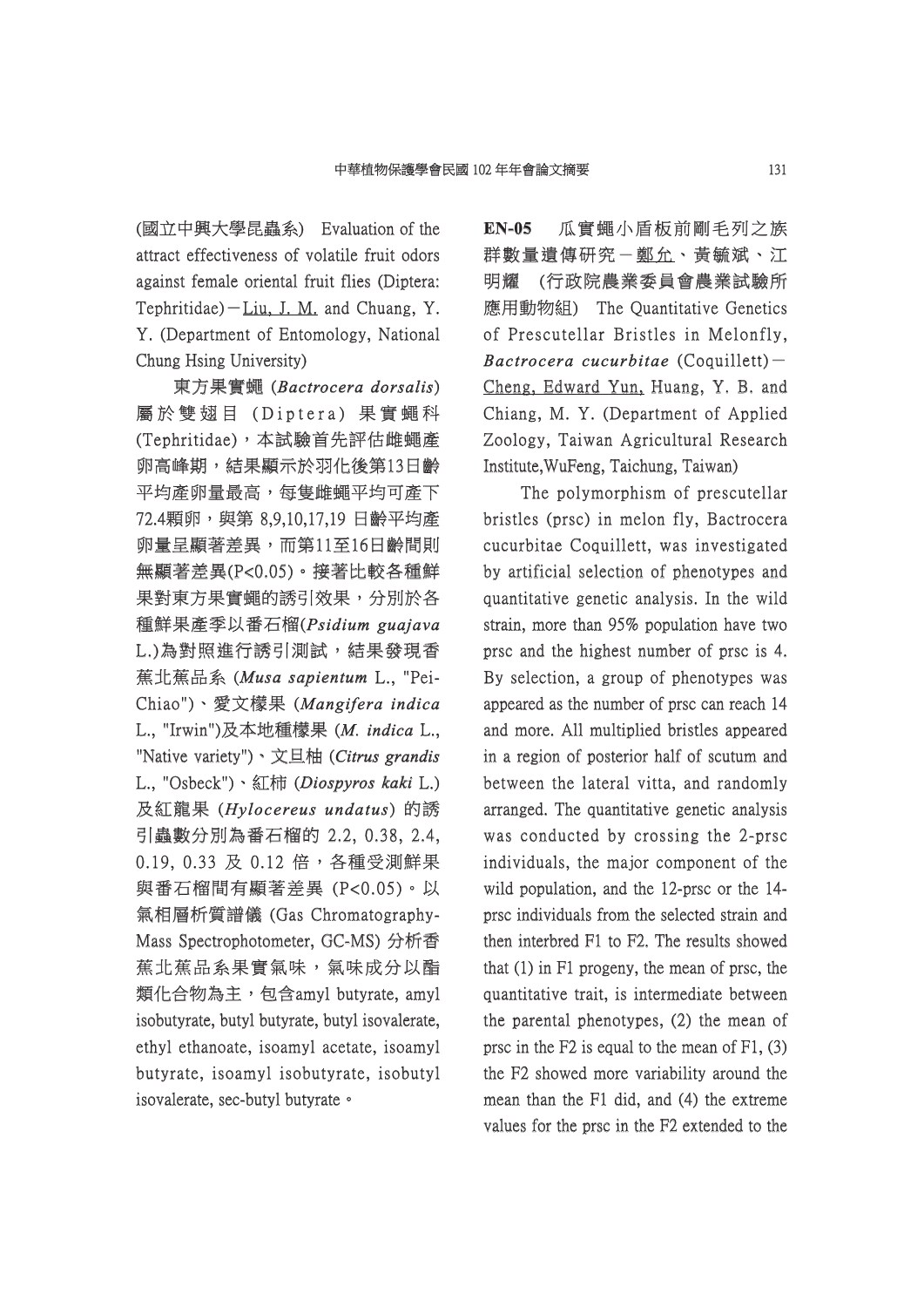(國立中興大學昆蟲系) Evaluation of the attract effectiveness of volatile fruit odors against female oriental fruit flies (Diptera: Tephritidae)－Liu, J. M. and Chuang, Y. Y. (Department of Entomology, National Chung Hsing University)

東方果實蠅 (*Bactrocera dorsalis*) 屬於雙翅目 (Diptera) 果實蠅科 (Tephritidae)，本試驗首先評估雌蠅產卵高峰期，結果顯示於羽化後第13日齡平均產卵量最高，每隻雌蠅平均可產下72.4顆卵，與第 8,9,10,17,19 日齡平均產卵量呈顯著差異，而第11至16日齡間則無顯著差異(P<0.05)。接著比較各種鮮果對東方果實蠅的誘引效果，分別於各種鮮果產季以番石榴(*Psidium guajava* L.)為對照進行誘引測試，結果發現香蕉北蕉品系 (*Musa sapientum* L., "Pei-Chiao")、愛文檬果 (*Mangifera indica* L., "Irwin")及本地種檬果 (*M. indica* L., "Native variety")、文旦柚 (*Citrus grandis* L., "Osbeck")、紅柿 (*Diospyros kaki* L.) 及紅龍果 (*Hylocereus undatus*) 的誘引蟲數分別為番石榴的 2.2, 0.38, 2.4, 0.19, 0.33 及 0.12 倍，各種受測鮮果與番石榴間有顯著差異 (P<0.05)。以氣相層析質譜儀 (Gas Chromatography-Mass Spectrophotometer, GC-MS) 分析香蕉北蕉品系果實氣味，氣味成分以酯類化合物為主，包含amyl butyrate, amyl isobutyrate, butyl butyrate, butyl isovalerate, ethyl ethanoate, isoamyl acetate, isoamyl butyrate, isoamyl isobutyrate, isobutyl isovalerate, sec-butyl butyrate。

**EN-05** 瓜實蠅小盾板前剛毛列之族群數量遺傳研究－鄭允、黃毓斌、江明耀 (行政院農業委員會農業試驗所應用動物組) The Quantitative Genetics of Prescutellar Bristles in Melonfly, ***Bactrocera cucurbitae*** (Coquillett)－Cheng, Edward Yun, Huang, Y. B. and Chiang, M. Y. (Department of Applied Zoology, Taiwan Agricultural Research Institute,WuFeng, Taichung, Taiwan)

The polymorphism of prescutellar bristles (prsc) in melon fly, Bactrocera cucurbitae Coquillett, was investigated by artificial selection of phenotypes and quantitative genetic analysis. In the wild strain, more than 95% population have two prsc and the highest number of prsc is 4. By selection, a group of phenotypes was appeared as the number of prsc can reach 14 and more. All multiplied bristles appeared in a region of posterior half of scutum and between the lateral vitta, and randomly arranged. The quantitative genetic analysis was conducted by crossing the 2-prsc individuals, the major component of the wild population, and the 12-prsc or the 14-prsc individuals from the selected strain and then interbred F1 to F2. The results showed that (1) in F1 progeny, the mean of prsc, the quantitative trait, is intermediate between the parental phenotypes, (2) the mean of prsc in the F2 is equal to the mean of F1, (3) the F2 showed more variability around the mean than the F1 did, and (4) the extreme values for the prsc in the F2 extended to the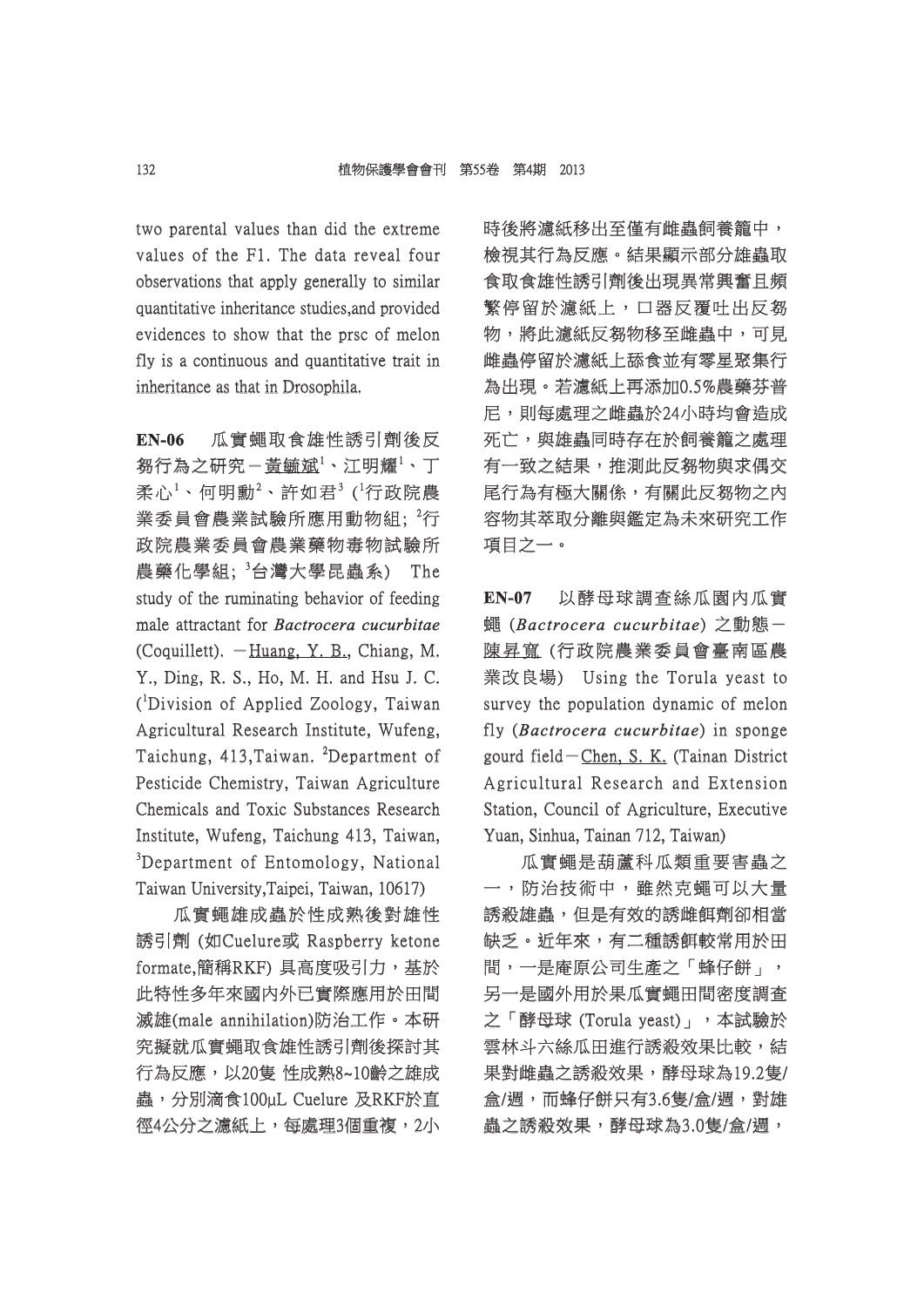two parental values than did the extreme values of the F1. The data reveal four observations that apply generally to similar quantitative inheritance studies,and provided evidences to show that the prsc of melon fly is a continuous and quantitative trait in inheritance as that in Drosophila.

**EN-06**　瓜實蠅取食雄性誘引劑後反芻行為之研究－黃毓斌[1]、江明耀[1]、丁柔心[1]、何明勳[2]、許如君[3] ([1]行政院農業委員會農業試驗所應用動物組; [2]行政院農業委員會農業藥物毒物試驗所農藥化學組; [3]台灣大學昆蟲系) The study of the ruminating behavior of feeding male attractant for ***Bactrocera cucurbitae*** (Coquillett). －Huang, Y. B., Chiang, M. Y., Ding, R. S., Ho, M. H. and Hsu J. C. ([1]Division of Applied Zoology, Taiwan Agricultural Research Institute, Wufeng, Taichung, 413,Taiwan. [2]Department of Pesticide Chemistry, Taiwan Agriculture Chemicals and Toxic Substances Research Institute, Wufeng, Taichung 413, Taiwan, [3]Department of Entomology, National Taiwan University,Taipei, Taiwan, 10617)

瓜實蠅雄成蟲於性成熟後對雄性誘引劑 (如Cuelure或 Raspberry ketone formate,簡稱RKF) 具高度吸引力，基於此特性多年來國內外已實際應用於田間滅雄(male annihilation)防治工作。本研究擬就瓜實蠅取食雄性誘引劑後探討其行為反應，以20隻 性成熟8~10齡之雄成蟲，分別滴食100μL Cuelure 及RKF於直徑4公分之濾紙上，每處理3個重複，2小時後將濾紙移出至僅有雌蟲飼養籠中，檢視其行為反應。結果顯示部分雄蟲取食取食雄性誘引劑後出現異常興奮且頻繁停留於濾紙上，口器反覆吐出反芻物，將此濾紙反芻物移至雌蟲中，可見雌蟲停留於濾紙上舔食並有零星聚集行為出現。若濾紙上再添加0.5%農藥芬普尼，則每處理之雌蟲於24小時均會造成死亡，與雄蟲同時存在於飼養籠之處理有一致之結果，推測此反芻物與求偶交尾行為有極大關係，有關此反芻物之內容物其萃取分離與鑑定為未來研究工作項目之一。

**EN-07**　以酵母球調查絲瓜園內瓜實蠅 (*Bactrocera cucurbitae*) 之動態－陳昇寬 (行政院農業委員會臺南區農業改良場) Using the Torula yeast to survey the population dynamic of melon fly (*Bactrocera cucurbitae*) in sponge gourd field－Chen, S. K. (Tainan District Agricultural Research and Extension Station, Council of Agriculture, Executive Yuan, Sinhua, Tainan 712, Taiwan)

瓜實蠅是葫蘆科瓜類重要害蟲之一，防治技術中，雖然克蠅可以大量誘殺雄蟲，但是有效的誘雌餌劑卻相當缺乏。近年來，有二種誘餌較常用於田間，一是庵原公司生產之「蜂仔餅」，另一是國外用於果瓜實蠅田間密度調查之「酵母球 (Torula yeast)」，本試驗於雲林斗六絲瓜田進行誘殺效果比較，結果對雌蟲之誘殺效果，酵母球為19.2隻/盒/週，而蜂仔餅只有3.6隻/盒/週，對雄蟲之誘殺效果，酵母球為3.0隻/盒/週，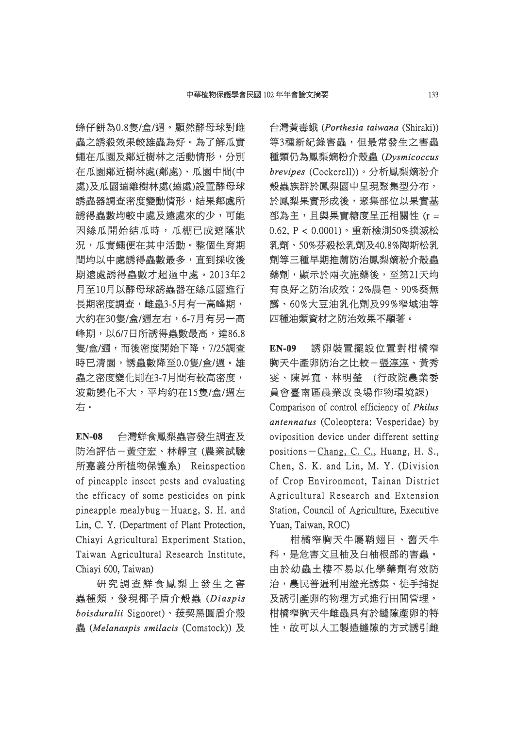蜂仔餅為0.8隻/盒/週。顯然酵母球對雌蟲之誘殺效果較雄蟲為好。為了解瓜實蠅在瓜園及鄰近樹林之活動情形，分別在瓜園鄰近樹林處(鄰處)、瓜園中間(中處)及瓜園遠離樹林處(遠處)設置酵母球誘蟲器調查密度變動情形，結果鄰處所誘得蟲數均較中處及遠處來的少，可能因絲瓜開始結瓜時，瓜棚已成遮蔭狀況，瓜實蠅便在其中活動。整個生育期間均以中處誘得蟲數最多，直到採收後期遠處誘得蟲數才超過中處。2013年2月至10月以酵母球誘蟲器在絲瓜園進行長期密度調查，雌蟲3-5月有一高峰期，大約在30隻/盒/週左右，6-7月有另一高峰期，以6/7日所誘得蟲數最高，達86.8隻/盒/週，而後密度開始下降，7/25調查時已清園，誘蟲數降至0.0隻/盒/週。雄蟲之密度變化則在3-7月間有較高密度，波動變化不大，平均約在15隻/盒/週左右。

**EN-08** 台灣鮮食鳳梨蟲害發生調查及防治評估－黃守宏、林靜宜 (農業試驗所嘉義分所植物保護系) Reinspection of pineapple insect pests and evaluating the efficacy of some pesticides on pink pineapple mealybug－Huang, S. H. and Lin, C. Y. (Department of Plant Protection, Chiayi Agricultural Experiment Station, Taiwan Agricultural Research Institute, Chiayi 600, Taiwan)

研究調查鮮食鳳梨上發生之害蟲種類，發現椰子盾介殼蟲 (*Diaspis boisduralii* Signoret)、菝葜黑圓盾介殼蟲 (*Melanaspis smilacis* (Comstock)) 及台灣黃毒蛾 (*Porthesia taiwana* (Shiraki)) 等3種新紀錄害蟲，但最常發生之害蟲種類仍為鳳梨嫡粉介殼蟲 (*Dysmicoccus brevipes* (Cockerell))。分析鳳梨嫡粉介殼蟲族群於鳳梨園中呈現聚集型分布，於鳳梨果實形成後，聚集部位以果實基部為主，且與果實糖度呈正相關性 ($r = 0.62$, $P < 0.0001$)。重新檢測50%撲滅松乳劑、50%芬殺松乳劑及40.8%陶斯松乳劑等三種早期推薦防治鳳梨嫡粉介殼蟲藥劑，顯示於兩次施藥後，至第21天均有良好之防治成效；2%農皂、90%葵無露、60%大豆油乳化劑及99%窄域油等四種油類資材之防治效果不顯著。

**EN-09** 誘卵裝置擺設位置對柑橘窄胸天牛產卵防治之比較－張淳淳、黃秀雯、陳昇寬、林明瑩 (行政院農業委員會臺南區農業改良場作物環境課) Comparison of control efficiency of *Philus antennatus* (Coleoptera: Vesperidae) by oviposition device under different setting positions－Chang, C. C., Huang, H. S., Chen, S. K. and Lin, M. Y. (Division of Crop Environment, Tainan District Agricultural Research and Extension Station, Council of Agriculture, Executive Yuan, Taiwan, ROC)

柑橘窄胸天牛屬鞘翅目、舊天牛科，是危害文旦柚及白柚根部的害蟲。由於幼蟲土棲不易以化學藥劑有效防治，農民普遍利用燈光誘集、徒手捕捉及誘引產卵的物理方式進行田間管理。柑橘窄胸天牛雌蟲具有於縫隙產卵的特性，故可以人工製造縫隙的方式誘引雌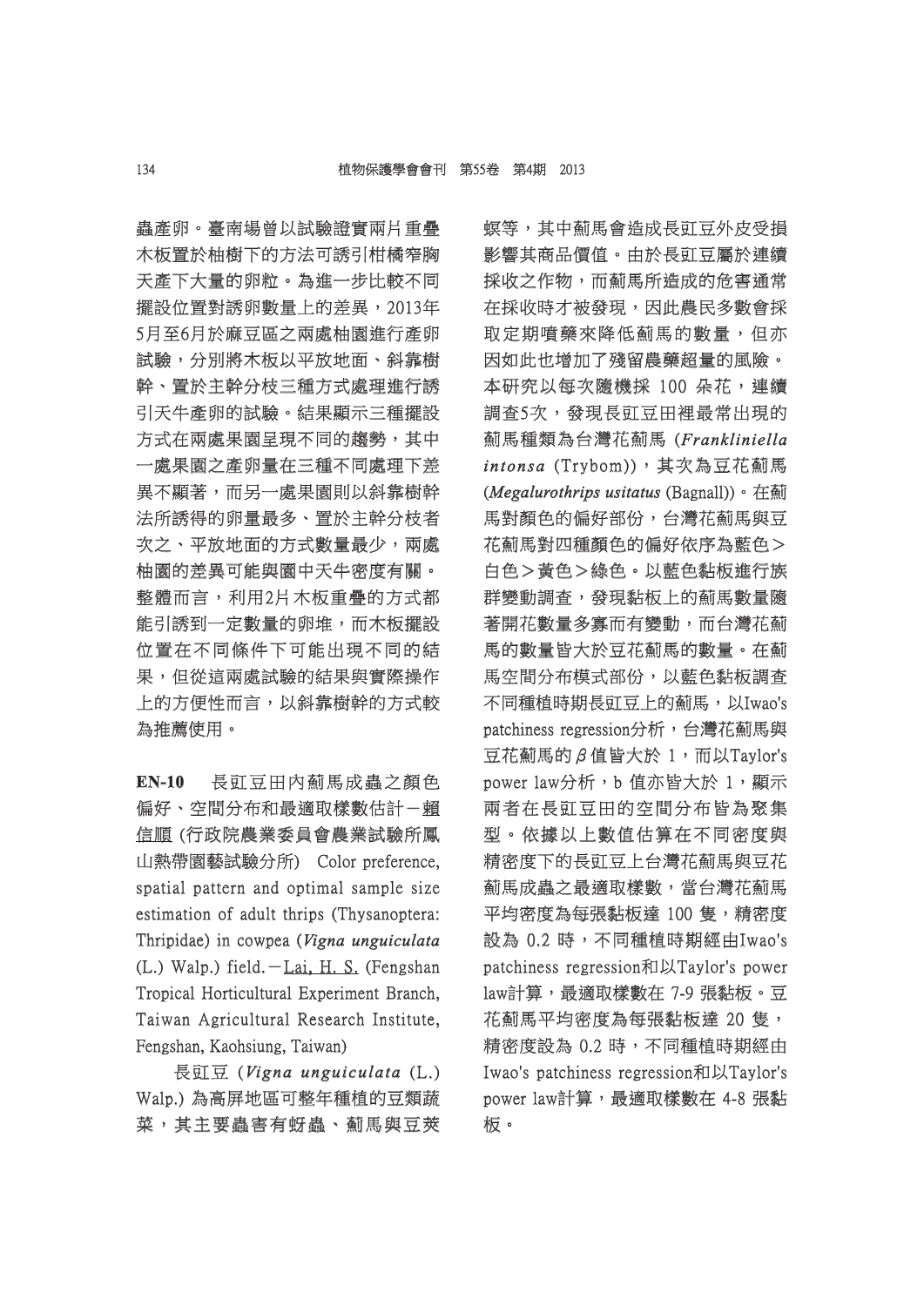蟲產卵。臺南場曾以試驗證實兩片重疊木板置於柚樹下的方法可誘引柑橘窄胸天牛產下大量的卵粒。為進一步比較不同擺設位置對誘卵數量上的差異，2013年5月至6月於麻豆區之兩處柚園進行產卵試驗，分別將木板以平放地面、斜靠樹幹、置於主幹分枝三種方式處理進行誘引天牛產卵的試驗。結果顯示三種擺設方式在兩處果園呈現不同的趨勢，其中一處果園之產卵量在三種不同處理下差異不顯著，而另一處果園則以斜靠樹幹法所誘得的卵量最多、置於主幹分枝者次之、平放地面的方式數量最少，兩處柚園的差異可能與園中天牛密度有關。整體而言，利用2片木板重疊的方式都能引誘到一定數量的卵堆，而木板擺設位置在不同條件下可能出現不同的結果，但從這兩處試驗的結果與實際操作上的方便性而言，以斜靠樹幹的方式較為推薦使用。

**EN-10**　長豇豆田內薊馬成蟲之顏色偏好、空間分布和最適取樣數估計－賴信順 (行政院農業委員會農業試驗所鳳山熱帶園藝試驗分所) Color preference, spatial pattern and optimal sample size estimation of adult thrips (Thysanoptera: Thripidae) in cowpea (*Vigna unguiculata* (L.) Walp.) field.－Lai, H. S. (Fengshan Tropical Horticultural Experiment Branch, Taiwan Agricultural Research Institute, Fengshan, Kaohsiung, Taiwan)

長豇豆 (*Vigna unguiculata* (L.) Walp.) 為高屏地區可整年種植的豆類蔬菜，其主要蟲害有蚜蟲、薊馬與豆莢螟等，其中薊馬會造成長豇豆外皮受損影響其商品價值。由於長豇豆屬於連續採收之作物，而薊馬所造成的危害通常在採收時才被發現，因此農民多數會採取定期噴藥來降低薊馬的數量，但亦因如此也增加了殘留農藥超量的風險。本研究以每次隨機採 100 朵花，連續調查5次，發現長豇豆田裡最常出現的薊馬種類為台灣花薊馬 (*Frankliniella intonsa* (Trybom))，其次為豆花薊馬 (*Megalurothrips usitatus* (Bagnall))。在薊馬對顏色的偏好部份，台灣花薊馬與豆花薊馬對四種顏色的偏好依序為藍色＞白色＞黃色＞綠色。以藍色黏板進行族群變動調查，發現黏板上的薊馬數量隨著開花數量多寡而有變動，而台灣花薊馬的數量皆大於豆花薊馬的數量。在薊馬空間分布模式部份，以藍色黏板調查不同種植時期長豇豆上的薊馬，以Iwao's patchiness regression分析，台灣花薊馬與豆花薊馬的 $\beta$ 值皆大於 1，而以Taylor's power law分析，b 值亦皆大於 1，顯示兩者在長豇豆田的空間分布皆為聚集型。依據以上數值估算在不同密度與精密度下的長豇豆上台灣花薊馬與豆花薊馬成蟲之最適取樣數，當台灣花薊馬平均密度為每張黏板達 100 隻，精密度設為 0.2 時，不同種植時期經由Iwao's patchiness regression和以Taylor's power law計算，最適取樣數在 7-9 張黏板。豆花薊馬平均密度為每張黏板達 20 隻，精密度設為 0.2 時，不同種植時期經由Iwao's patchiness regression和以Taylor's power law計算，最適取樣數在 4-8 張黏板。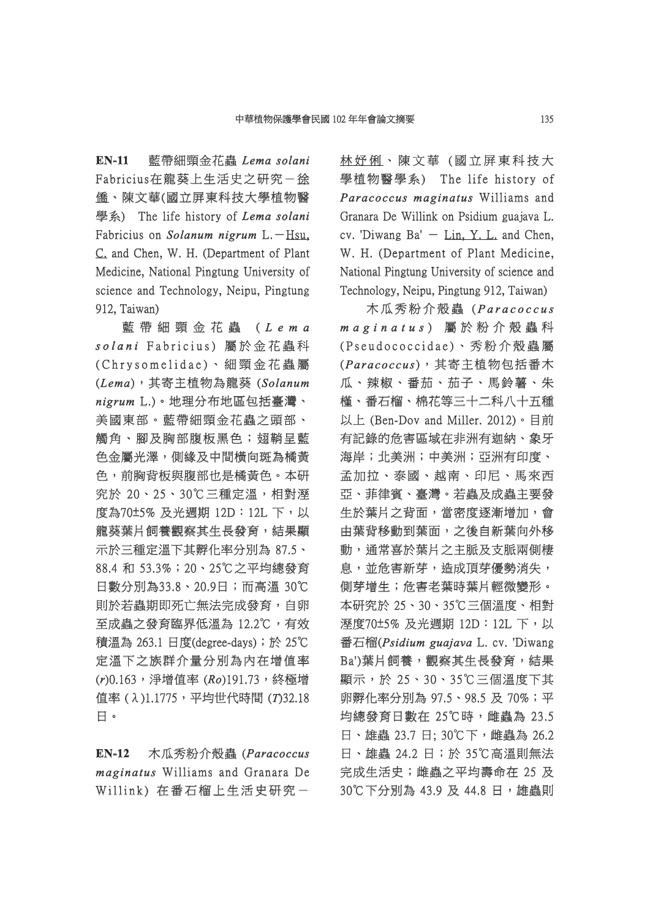**EN-11** 藍帶細頸金花蟲 ***Lema solani*** Fabricius在龍葵上生活史之研究－<u>徐儷</u>、陳文華(國立屏東科技大學植物醫學系) The life history of ***Lema solani*** Fabricius on ***Solanum nigrum*** L.－<u>Hsu, C.</u> and Chen, W. H. (Department of Plant Medicine, National Pingtung University of science and Technology, Neipu, Pingtung 912, Taiwan)

藍帶細頸金花蟲 (***Lema solani*** Fabricius) 屬於金花蟲科 (Chrysomelidae)、細頸金花蟲屬 (***Lema***)，其寄主植物為龍葵 (***Solanum nigrum*** L.)。地理分布地區包括臺灣、美國東部。藍帶細頸金花蟲之頭部、觸角、腳及胸部腹板黑色；翅鞘呈藍色金屬光澤，側緣及中間橫向斑為橘黃色，前胸背板與腹部也是橘黃色。本研究於 20、25、30℃三種定溫，相對溼度為70±5% 及光週期 12D：12L 下，以龍葵葉片飼養觀察其生長發育，結果顯示於三種定溫下其孵化率分別為 87.5、88.4 和 53.3%；20、25℃之平均總發育日數分別為33.8、20.9日；而高溫 30℃則於若蟲期即死亡無法完成發育，自卵至成蟲之發育臨界低溫為 12.2℃，有效積溫為 263.1 日度(degree-days)；於 25℃定溫下之族群介量分別為內在增值率 (*r*)0.163，淨增值率 (*Ro*)191.73，終極增值率 (λ)1.1775，平均世代時間 (*T*)32.18 日。

**EN-12** 木瓜秀粉介殼蟲 (***Paracoccus maginatus*** Williams and Granara De Willink) 在番石榴上生活史研究－<u>林妤俐</u>、陳文華 (國立屏東科技大學植物醫學系) The life history of ***Paracoccus maginatus*** Williams and Granara De Willink on Psidium guajava L. cv. 'Diwang Ba' － <u>Lin, Y. L.</u> and Chen, W. H. (Department of Plant Medicine, National Pingtung University of science and Technology, Neipu, Pingtung 912, Taiwan)

木瓜秀粉介殼蟲 (***Paracoccus maginatus***) 屬於粉介殼蟲科 (Pseudococcidae)、秀粉介殼蟲屬 (***Paracoccus***)，其寄主植物包括番木瓜、辣椒、番茄、茄子、馬鈴薯、朱槿、番石榴、棉花等三十二科八十五種以上 (Ben-Dov and Miller. 2012)。目前有記錄的危害區域在非洲有迦納、象牙海岸；北美洲；中美洲；亞洲有印度、孟加拉、泰國、越南、印尼、馬來西亞、菲律賓、臺灣。若蟲及成蟲主要發生於葉片之背面，當密度逐漸增加，會由葉背移動到葉面，之後自新葉向外移動，通常喜於葉片之主脈及支脈兩側棲息，並危害新芽，造成頂芽優勢消失，側芽增生；危害老葉時葉片輕微變形。本研究於 25、30、35℃三個溫度、相對溼度70±5% 及光週期 12D：12L 下，以番石榴(***Psidium guajava*** L. cv. 'Diwang Ba')葉片飼養，觀察其生長發育，結果顯示，於 25、30、35℃三個溫度下其卵孵化率分別為 97.5、98.5 及 70%；平均總發育日數在 25℃時，雌蟲為 23.5 日、雄蟲 23.7 日; 30℃下，雌蟲為 26.2 日、雄蟲 24.2 日；於 35℃高溫則無法完成生活史；雌蟲之平均壽命在 25 及 30℃下分別為 43.9 及 44.8 日，雄蟲則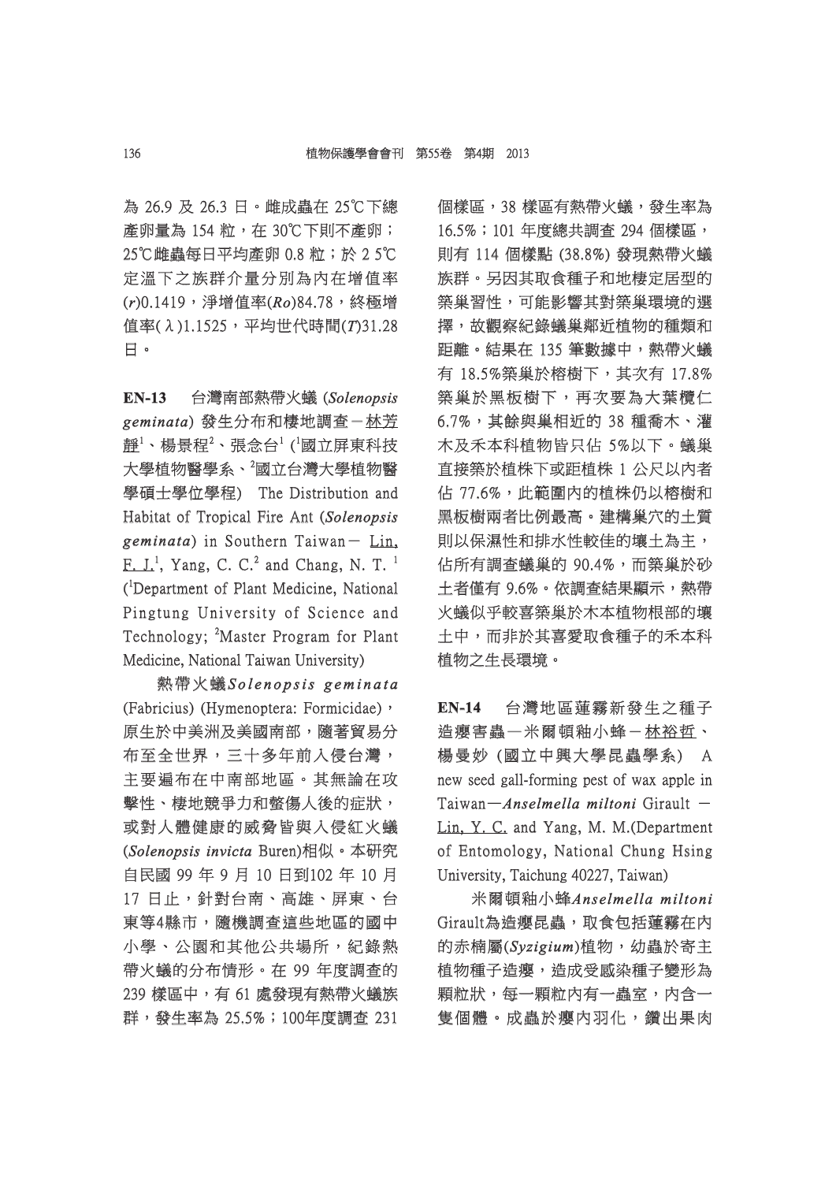為 26.9 及 26.3 日。雌成蟲在 25℃下總產卵量為 154 粒，在 30℃下則不產卵；25℃雌蟲每日平均產卵 0.8 粒；於 2 5℃定溫下之族群介量分別為內在增值率($r$)0.1419，淨增值率($Ro$)84.78，終極增值率($\lambda$)1.1525，平均世代時間($T$)31.28日。

**EN-13** 台灣南部熱帶火蟻 (*Solenopsis geminata*) 發生分布和棲地調查－林芳聿[1]、楊景程[2]、張念台[1] ([1]國立屏東科技大學植物醫學系、[2]國立台灣大學植物醫學碩士學位學程) The Distribution and Habitat of Tropical Fire Ant (*Solenopsis geminata*) in Southern Taiwan－ Lin, F. J.[1], Yang, C. C.[2] and Chang, N. T. [1] ([1]Department of Plant Medicine, National Pingtung University of Science and Technology; [2]Master Program for Plant Medicine, National Taiwan University)

熱帶火蟻*Solenopsis geminata* (Fabricius) (Hymenoptera: Formicidae)，原生於中美洲及美國南部，隨著貿易分布至全世界，三十多年前入侵台灣，主要遍布在中南部地區。其無論在攻擊性、棲地競爭力和螫傷人後的症狀，或對人體健康的威脅皆與入侵紅火蟻(*Solenopsis invicta* Buren)相似。本研究自民國 99 年 9 月 10 日到102 年 10 月 17 日止，針對台南、高雄、屏東、台東等4縣市，隨機調查這些地區的國中小學、公園和其他公共場所，紀錄熱帶火蟻的分布情形。在 99 年度調查的 239 樣區中，有 61 處發現有熱帶火蟻族群，發生率為 25.5%；100年度調查 231 個樣區，38 樣區有熱帶火蟻，發生率為 16.5%；101 年度總共調查 294 個樣區，則有 114 個樣點 (38.8%) 發現熱帶火蟻族群。另因其取食種子和地棲定居型的築巢習性，可能影響其對築巢環境的選擇，故觀察紀錄蟻巢鄰近植物的種類和距離。結果在 135 筆數據中，熱帶火蟻有 18.5%築巢於榕樹下，其次有 17.8%築巢於黑板樹下，再次要為大葉欖仁6.7%，其餘與巢相近的 38 種喬木、灌木及禾本科植物皆只佔 5%以下。蟻巢直接築於植株下或距植株 1 公尺以內者佔 77.6%，此範圍內的植株仍以榕樹和黑板樹兩者比例最高。建構巢穴的土質則以保濕性和排水性較佳的壤土為主，佔所有調查蟻巢的 90.4%，而築巢於砂土者僅有 9.6%。依調查結果顯示，熱帶火蟻似乎較喜築巢於木本植物根部的壤土中，而非於其喜愛取食種子的禾本科植物之生長環境。

**EN-14** 台灣地區蓮霧新發生之種子造癭害蟲－米爾頓釉小蜂－林裕哲、楊曼妙 (國立中興大學昆蟲學系) A new seed gall-forming pest of wax apple in Taiwan—*Anselmella miltoni* Girault － Lin, Y. C. and Yang, M. M.(Department of Entomology, National Chung Hsing University, Taichung 40227, Taiwan)

米爾頓釉小蜂*Anselmella miltoni* Girault為造癭昆蟲，取食包括蓮霧在內的赤楠屬(*Syzigium*)植物，幼蟲於寄主植物種子造癭，造成受感染種子變形為顆粒狀，每一顆粒內有一蟲室，內含一隻個體。成蟲於癭內羽化，鑽出果肉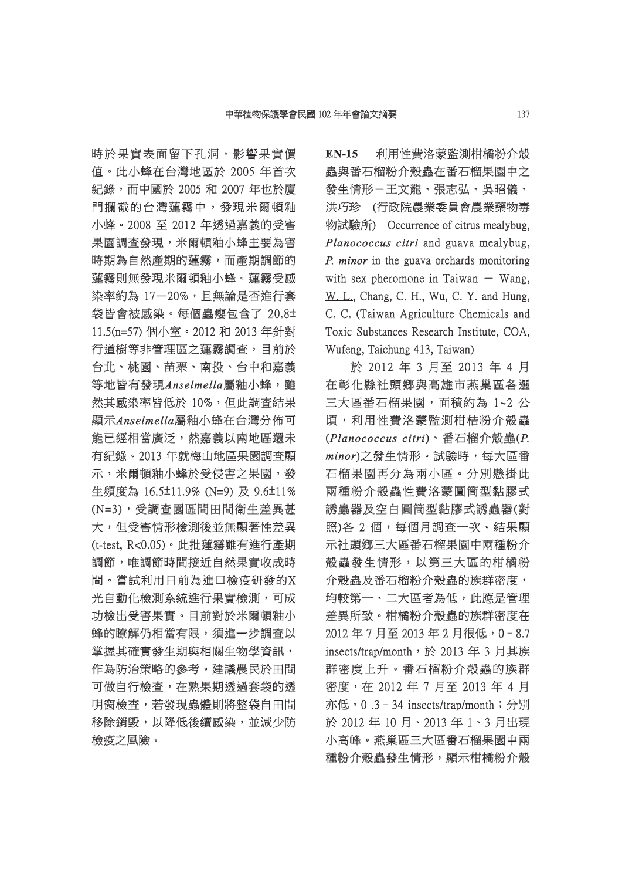時於果實表面留下孔洞，影響果實價值。此小蜂在台灣地區於 2005 年首次紀錄，而中國於 2005 和 2007 年也於廈門攔截的台灣蓮霧中，發現米爾頓釉小蜂。2008 至 2012 年透過嘉義的受害果園調查發現，米爾頓釉小蜂主要為害時期為自然產期的蓮霧，而產期調節的蓮霧則無發現米爾頓釉小蜂。蓮霧受感染率約為 17—20%，且無論是否進行套袋皆會被感染。每個蟲癭包含了 20.8±11.5(n=57) 個小室。2012 和 2013 年針對行道樹等非管理區之蓮霧調查，目前於台北、桃園、苗栗、南投、台中和嘉義等地皆有發現*Anselmella*屬釉小蜂，雖然其感染率皆低於 10%，但此調查結果顯示*Anselmella*屬釉小蜂在台灣分佈可能已經相當廣泛，然嘉義以南地區還未有紀錄。2013 年就梅山地區果園調查顯示，米爾頓釉小蜂於受侵害之果園，發生頻度為 16.5±11.9% (N=9) 及 9.6±11% (N=3)，受調查園區間田間衛生差異甚大，但受害情形檢測後並無顯著性差異 (t-test, R<0.05)。此批蓮霧雖有進行產期調節，唯調節時間接近自然果實收成時間。嘗試利用日前為進口檢疫研發的X光自動化檢測系統進行果實檢測，可成功檢出受害果實。目前對於米爾頓釉小蜂的瞭解仍相當有限，須進一步調查以掌握其確實發生期與相關生物學資訊，作為防治策略的參考。建議農民於田間可做自行檢查，在熟果期透過套袋的透明窗檢查，若發現蟲體則將整袋自田間移除銷毀，以降低後續感染，並減少防檢疫之風險。

**EN-15** 利用性費洛蒙監測柑橘粉介殼蟲與番石榴粉介殼蟲在番石榴果園中之發生情形－王文龍、張志弘、吳昭儀、洪巧珍 (行政院農業委員會農業藥物毒物試驗所) Occurrence of citrus mealybug, ***Planococcus citri*** and guava mealybug, ***P. minor*** in the guava orchards monitoring with sex pheromone in Taiwan － Wang, W. L., Chang, C. H., Wu, C. Y. and Hung, C. C. (Taiwan Agriculture Chemicals and Toxic Substances Research Institute, COA, Wufeng, Taichung 413, Taiwan)

於 2012 年 3 月至 2013 年 4 月在彰化縣社頭鄉與高雄市燕巢區各選三大區番石榴果園，面積約為 1~2 公頃，利用性費洛蒙監測柑桔粉介殼蟲 (*Planococcus citri*)、番石榴介殼蟲(*P. minor*)之發生情形。試驗時，每大區番石榴果園再分為兩小區。分別懸掛此兩種粉介殼蟲性費洛蒙圓筒型黏膠式誘蟲器及空白圓筒型黏膠式誘蟲器(對照)各 2 個，每個月調查一次。結果顯示社頭鄉三大區番石榴果園中兩種粉介殼蟲發生情形，以第三大區的柑橘粉介殼蟲及番石榴粉介殼蟲的族群密度，均較第一、二大區者為低，此應是管理差異所致。柑橘粉介殼蟲的族群密度在 2012 年 7 月至 2013 年 2 月很低，0－8.7 insects/trap/month，於 2013 年 3 月其族群密度上升。番石榴粉介殼蟲的族群密度，在 2012 年 7 月至 2013 年 4 月亦低，0 .3－34 insects/trap/month；分別於 2012 年 10 月、2013 年 1、3 月出現小高峰。燕巢區三大區番石榴果園中兩種粉介殼蟲發生情形，顯示柑橘粉介殼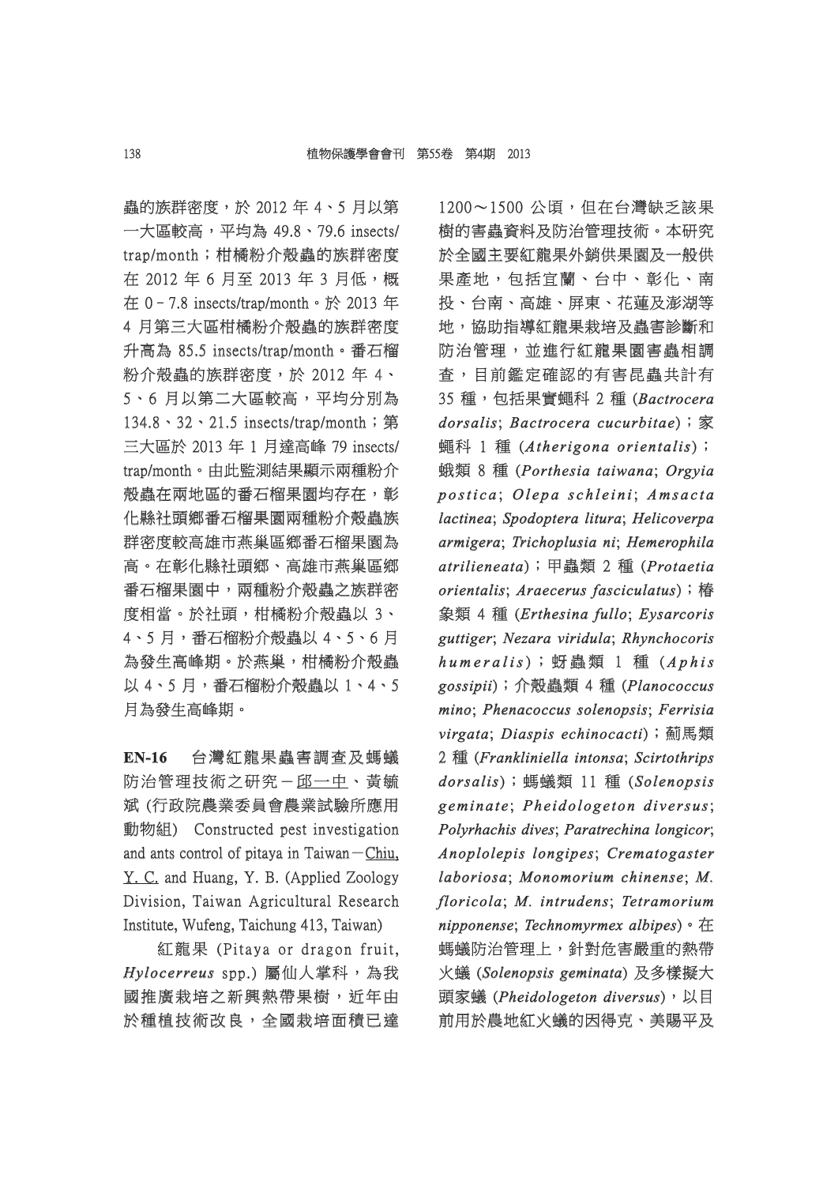蟲的族群密度，於 2012 年 4、5 月以第一大區較高，平均為 49.8、79.6 insects/trap/month；柑橘粉介殼蟲的族群密度在 2012 年 6 月至 2013 年 3 月低，概在 0 – 7.8 insects/trap/month。於 2013 年 4 月第三大區柑橘粉介殼蟲的族群密度升高為 85.5 insects/trap/month。番石榴粉介殼蟲的族群密度，於 2012 年 4、5、6 月以第二大區較高，平均分別為 134.8、32、21.5 insects/trap/month；第三大區於 2013 年 1 月達高峰 79 insects/trap/month。由此監測結果顯示兩種粉介殼蟲在兩地區的番石榴果園均存在，彰化縣社頭鄉番石榴果園兩種粉介殼蟲族群密度較高雄市燕巢區鄉番石榴果園為高。在彰化縣社頭鄉、高雄市燕巢區鄉番石榴果園中，兩種粉介殼蟲之族群密度相當。於社頭，柑橘粉介殼蟲以 3、4、5 月，番石榴粉介殼蟲以 4、5、6 月為發生高峰期。於燕巢，柑橘粉介殼蟲以 4、5 月，番石榴粉介殼蟲以 1、4、5 月為發生高峰期。

**EN-16** 台灣紅龍果蟲害調查及螞蟻防治管理技術之研究－邱一中、黃毓斌 (行政院農業委員會農業試驗所應用動物組) Constructed pest investigation and ants control of pitaya in Taiwan－Chiu, Y. C. and Huang, Y. B. (Applied Zoology Division, Taiwan Agricultural Research Institute, Wufeng, Taichung 413, Taiwan)

紅龍果 (Pitaya or dragon fruit, *Hylocerreus* spp.) 屬仙人掌科，為我國推廣栽培之新興熱帶果樹，近年由於種植技術改良，全國栽培面積已達 1200～1500 公頃，但在台灣缺乏該果樹的害蟲資料及防治管理技術。本研究於全國主要紅龍果外銷供果園及一般供果產地，包括宜蘭、台中、彰化、南投、台南、高雄、屏東、花蓮及澎湖等地，協助指導紅龍果栽培及蟲害診斷和防治管理，並進行紅龍果園害蟲相調查，目前鑑定確認的有害昆蟲共計有 35 種，包括果實蠅科 2 種 (*Bactrocera dorsalis*; *Bactrocera cucurbitae*)；家蠅科 1 種 (*Atherigona orientalis*)；蛾類 8 種 (*Porthesia taiwana*; *Orgyia postica*; *Olepa schleini*; *Amsacta lactinea*; *Spodoptera litura*; *Helicoverpa armigera*; *Trichoplusia ni*; *Hemerophila atrilieneata*)；甲蟲類 2 種 (*Protaetia orientalis*; *Araecerus fasciculatus*)；椿象類 4 種 (*Erthesina fullo*; *Eysarcoris guttiger*; *Nezara viridula*; *Rhynchocoris humeralis*)；蚜蟲類 1 種 (*Aphis gossipii*)；介殼蟲類 4 種 (*Planococcus mino*; *Phenacoccus solenopsis*; *Ferrisia virgata*; *Diaspis echinocacti*)；薊馬類 2 種 (*Frankliniella intonsa*; *Scirtothrips dorsalis*)；螞蟻類 11 種 (*Solenopsis geminate*; *Pheidologeton diversus*; *Polyrhachis dives*; *Paratrechina longicor*; *Anoplolepis longipes*; *Crematogaster laboriosa*; *Monomorium chinense*; *M. floricola*; *M. intrudens*; *Tetramorium nipponense*; *Technomyrmex albipes*)。在螞蟻防治管理上，針對危害嚴重的熱帶火蟻 (*Solenopsis geminata*) 及多樣擬大頭家蟻 (*Pheidologeton diversus*)，以目前用於農地紅火蟻的因得克、美賜平及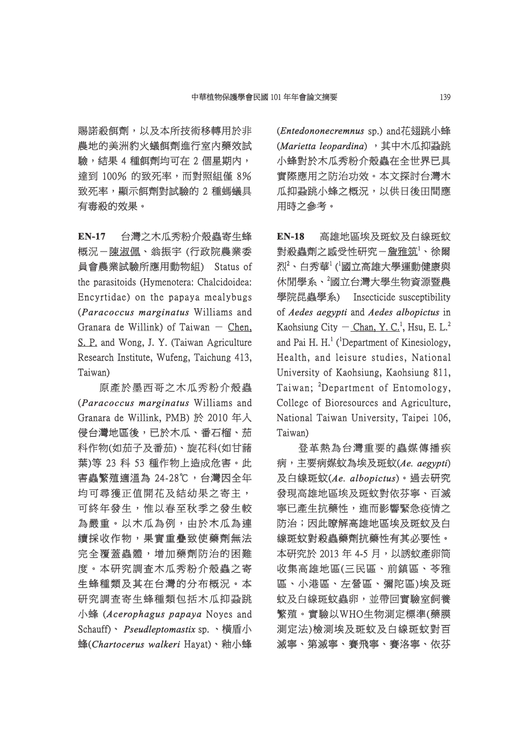賜諾殺餌劑，以及本所技術移轉用於非農地的美洲豹火蟻餌劑進行室內藥效試驗，結果 4 種餌劑均可在 2 個星期內，達到 100% 的致死率，而對照組僅 8% 致死率，顯示餌劑對試驗的 2 種螞蟻具有毒殺的效果。

**EN-17** 台灣之木瓜秀粉介殼蟲寄生蜂概況－陳淑佩、翁振宇 (行政院農業委員會農業試驗所應用動物組) Status of the parasitoids (Hymenotera: Chalcidoidea: Encyrtidae) on the papaya mealybugs (***Paracoccus marginatus*** Williams and Granara de Willink) of Taiwan － Chen, S. P. and Wong, J. Y. (Taiwan Agriculture Research Institute, Wufeng, Taichung 413, Taiwan)

原產於墨西哥之木瓜秀粉介殼蟲(***Paracoccus marginatus*** Williams and Granara de Willink, PMB) 於 2010 年入侵台灣地區後，已於木瓜、番石榴、茄科作物(如茄子及番茄)、旋花科(如甘藷葉)等 23 科 53 種作物上造成危害。此害蟲繁殖適溫為 24-28℃，台灣因全年均可尋獲正值開花及結幼果之寄主，可終年發生，惟以春至秋季之發生較為嚴重。以木瓜為例，由於木瓜為連續採收作物，果實重疊致使藥劑無法完全覆蓋蟲體，增加藥劑防治的困難度。本研究調查木瓜秀粉介殼蟲之寄生蜂種類及其在台灣的分布概況。本研究調查寄生蜂種類包括木瓜抑蝨跳小蜂 (***Acerophagus papaya*** Noyes and Schauff)、 *Pseudleptomastix* sp. 、橫盾小蜂(***Chartocerus walkeri*** Hayat)、釉小蜂(***Entedononecremnus*** sp.) and花翅跳小蜂(***Marietta leopardina***) ，其中木瓜抑蝨跳小蜂對於木瓜秀粉介殼蟲在全世界已具實際應用之防治功效。本文探討台灣木瓜抑蝨跳小蜂之概況，以供日後田間應用時之參考。

**EN-18** 高雄地區埃及斑蚊及白線斑蚊對殺蟲劑之感受性研究－詹雅筑[1]、徐爾烈[2]、白秀華[1] ([1]國立高雄大學運動健康與休閒學系、[2]國立台灣大學生物資源暨農學院昆蟲學系) Insecticide susceptibility of *Aedes aegypti* and *Aedes albopictus* in Kaohsiung City － Chan, Y. C.[1], Hsu, E. L.[2] and Pai H. H.[1] ([1]Department of Kinesiology, Health, and leisure studies, National University of Kaohsiung, Kaohsiung 811, Taiwan; [2]Department of Entomology, College of Bioresources and Agriculture, National Taiwan University, Taipei 106, Taiwan)

登革熱為台灣重要的蟲媒傳播疾病，主要病媒蚊為埃及斑蚊(*Ae. aegypti*)及白線斑蚊(*Ae. albopictus*)。過去研究發現高雄地區埃及斑蚊對依芬寧、百滅寧已產生抗藥性，進而影響緊急疫情之防治；因此瞭解高雄地區埃及斑蚊及白線斑蚊對殺蟲藥劑抗藥性有其必要性。本研究於 2013 年 4-5 月，以誘蚊產卵筒收集高雄地區(三民區、前鎮區、苓雅區、小港區、左營區、彌陀區)埃及斑蚊及白線斑蚊蟲卵，並帶回實驗室飼養繁殖。實驗以WHO生物測定標準(藥膜測定法)檢測埃及斑蚊及白線斑蚊對百滅寧、第滅寧、賽飛寧、賽洛寧、依芬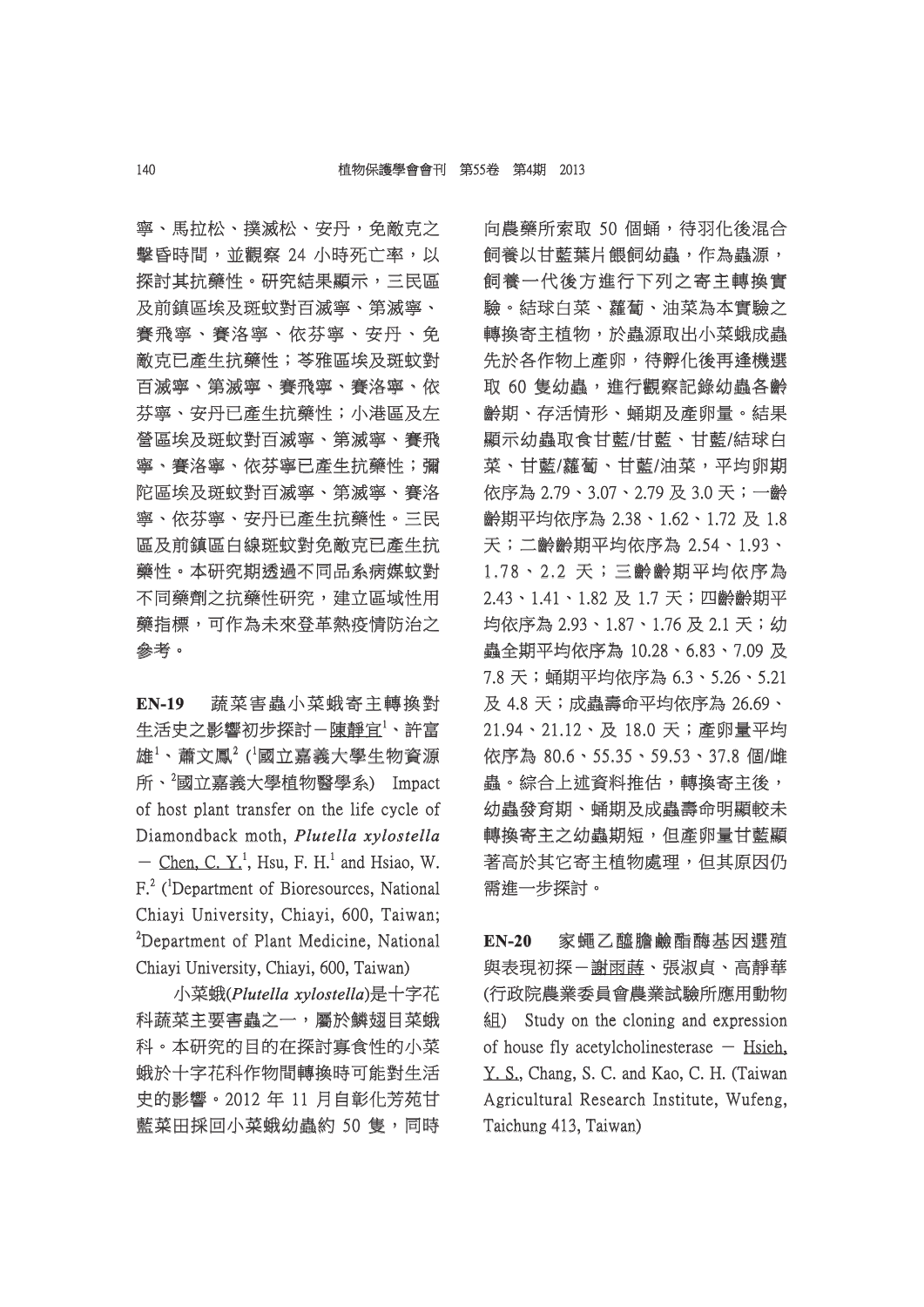寧、馬拉松、撲滅松、安丹，免敵克之擊昏時間，並觀察 24 小時死亡率，以探討其抗藥性。研究結果顯示，三民區及前鎮區埃及斑蚊對百滅寧、第滅寧、賽飛寧、賽洛寧、依芬寧、安丹、免敵克已產生抗藥性；苓雅區埃及斑蚊對百滅寧、第滅寧、賽飛寧、賽洛寧、依芬寧、安丹已產生抗藥性；小港區及左營區埃及斑蚊對百滅寧、第滅寧、賽飛寧、賽洛寧、依芬寧已產生抗藥性；彌陀區埃及斑蚊對百滅寧、第滅寧、賽洛寧、依芬寧、安丹已產生抗藥性。三民區及前鎮區白線斑蚊對免敵克已產生抗藥性。本研究期透過不同品系病媒蚊對不同藥劑之抗藥性研究，建立區域性用藥指標，可作為未來登革熱疫情防治之參考。

**EN-19**　蔬菜害蟲小菜蛾寄主轉換對生活史之影響初步探討－陳靜宜[1]、許富雄[1]、蕭文鳳[2] ([1]國立嘉義大學生物資源所、[2]國立嘉義大學植物醫學系) Impact of host plant transfer on the life cycle of Diamondback moth, ***Plutella xylostella*** － Chen, C. Y.[1], Hsu, F. H.[1] and Hsiao, W. F.[2] ([1]Department of Bioresources, National Chiayi University, Chiayi, 600, Taiwan; [2]Department of Plant Medicine, National Chiayi University, Chiayi, 600, Taiwan)

小菜蛾(*Plutella xylostella*)是十字花科蔬菜主要害蟲之一，屬於鱗翅目菜蛾科。本研究的目的在探討寡食性的小菜蛾於十字花科作物間轉換時可能對生活史的影響。2012 年 11 月自彰化芳苑甘藍菜田採回小菜蛾幼蟲約 50 隻，同時向農藥所索取 50 個蛹，待羽化後混合飼養以甘藍葉片餵飼幼蟲，作為蟲源，飼養一代後方進行下列之寄主轉換實驗。結球白菜、蘿蔔、油菜為本實驗之轉換寄主植物，於蟲源取出小菜蛾成蟲先於各作物上產卵，待孵化後再逢機選取 60 隻幼蟲，進行觀察記錄幼蟲各齡齡期、存活情形、蛹期及產卵量。結果顯示幼蟲取食甘藍/甘藍、甘藍/結球白菜、甘藍/蘿蔔、甘藍/油菜，平均卵期依序為 2.79、3.07、2.79 及 3.0 天；一齡齡期平均依序為 2.38、1.62、1.72 及 1.8 天；二齡齡期平均依序為 2.54、1.93、1.78、2.2 天；三齡齡期平均依序為 2.43、1.41、1.82 及 1.7 天；四齡齡期平均依序為 2.93、1.87、1.76 及 2.1 天；幼蟲全期平均依序為 10.28、6.83、7.09 及 7.8 天；蛹期平均依序為 6.3、5.26、5.21 及 4.8 天；成蟲壽命平均依序為 26.69、21.94、21.12、及 18.0 天；產卵量平均依序為 80.6、55.35、59.53、37.8 個/雌蟲。綜合上述資料推估，轉換寄主後，幼蟲發育期、蛹期及成蟲壽命明顯較未轉換寄主之幼蟲期短，但產卵量甘藍顯著高於其它寄主植物處理，但其原因仍需進一步探討。

**EN-20**　家蠅乙醯膽鹼酯酶基因選殖與表現初探－謝雨蒔、張淑貞、高靜華 (行政院農業委員會農業試驗所應用動物組) Study on the cloning and expression of house fly acetylcholinesterase － Hsieh, Y. S., Chang, S. C. and Kao, C. H. (Taiwan Agricultural Research Institute, Wufeng, Taichung 413, Taiwan)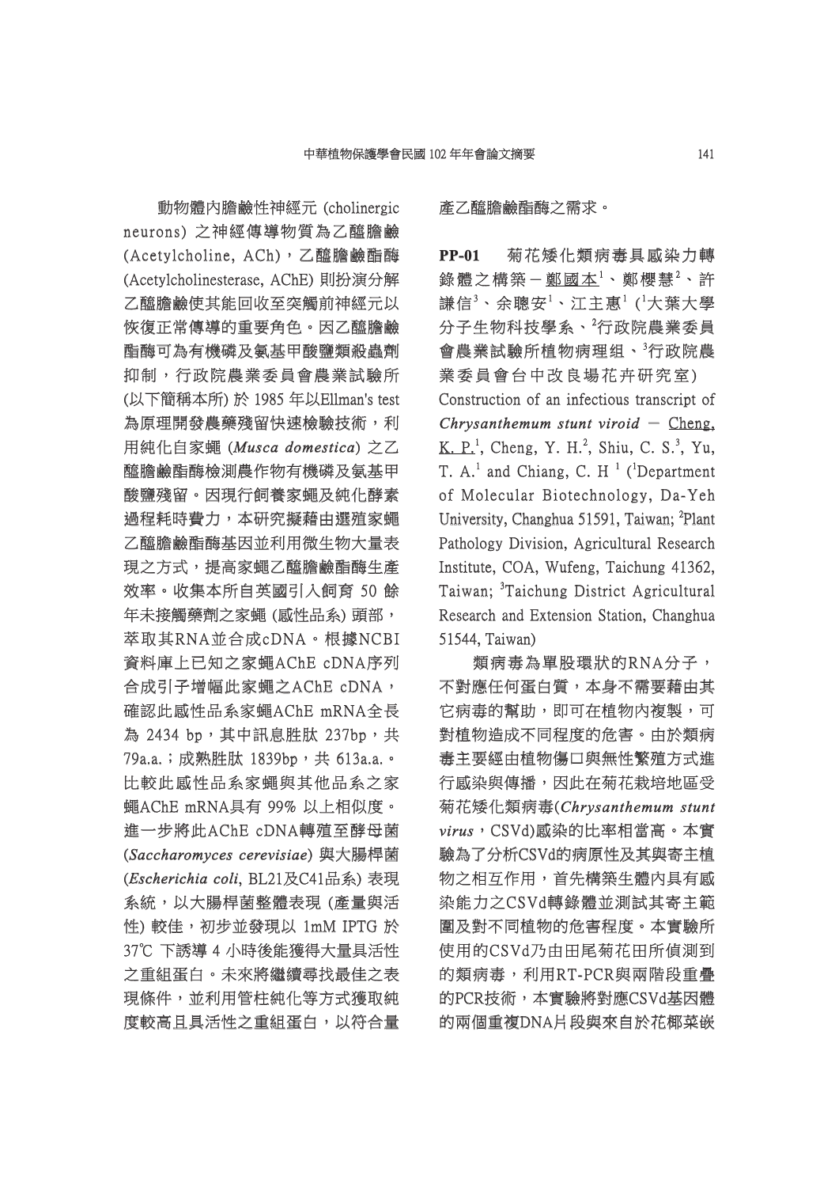動物體內膽鹼性神經元 (cholinergic neurons) 之神經傳導物質為乙醯膽鹼 (Acetylcholine, ACh)，乙醯膽鹼酯酶 (Acetylcholinesterase, AChE) 則扮演分解乙醯膽鹼使其能回收至突觸前神經元以恢復正常傳導的重要角色。因乙醯膽鹼酯酶可為有機磷及氨基甲酸鹽類殺蟲劑抑制，行政院農業委員會農業試驗所 (以下簡稱本所) 於 1985 年以Ellman's test 為原理開發農藥殘留快速檢驗技術，利用純化自家蠅 (*Musca domestica*) 之乙醯膽鹼酯酶檢測農作物有機磷及氨基甲酸鹽殘留。因現行飼養家蠅及純化酵素過程耗時費力，本研究擬藉由選殖家蠅乙醯膽鹼酯酶基因並利用微生物大量表現之方式，提高家蠅乙醯膽鹼酯酶生產效率。收集本所自英國引入飼育 50 餘年未接觸藥劑之家蠅 (感性品系) 頭部，萃取其RNA並合成cDNA。根據NCBI資料庫上已知之家蠅AChE cDNA序列合成引子增幅此家蠅之AChE cDNA，確認此感性品系家蠅AChE mRNA全長為 2434 bp，其中訊息胜肽 237bp，共 79a.a.；成熟胜肽 1839bp，共 613a.a.。比較此感性品系家蠅與其他品系之家蠅AChE mRNA具有 99% 以上相似度。進一步將此AChE cDNA轉殖至酵母菌 (*Saccharomyces cerevisiae*) 與大腸桿菌 (*Escherichia coli*, BL21及C41品系) 表現系統，以大腸桿菌整體表現 (產量與活性) 較佳，初步並發現以 1mM IPTG 於 37℃ 下誘導 4 小時後能獲得大量具活性之重組蛋白。未來將繼續尋找最佳之表現條件，並利用管柱純化等方式獲取純度較高且具活性之重組蛋白，以符合量產乙醯膽鹼酯酶之需求。

**PP-01** 菊花矮化類病毒具感染力轉錄體之構築－鄭國本[1]、鄭櫻慧[2]、許謙信[3]、余聰安[1]、江主惠[1] ([1]大葉大學分子生物科技學系、[2]行政院農業委員會農業試驗所植物病理組、[3]行政院農業委員會台中改良場花卉研究室)

Construction of an infectious transcript of *Chrysanthemum stunt viroid* － Cheng, K. P.[1], Cheng, Y. H.[2], Shiu, C. S.[3], Yu, T. A.[1] and Chiang, C. H [1] ([1]Department of Molecular Biotechnology, Da-Yeh University, Changhua 51591, Taiwan; [2]Plant Pathology Division, Agricultural Research Institute, COA, Wufeng, Taichung 41362, Taiwan; [3]Taichung District Agricultural Research and Extension Station, Changhua 51544, Taiwan)

類病毒為單股環狀的RNA分子，不對應任何蛋白質，本身不需要藉由其它病毒的幫助，即可在植物內複製，可對植物造成不同程度的危害。由於類病毒主要經由植物傷口與無性繁殖方式進行感染與傳播，因此在菊花栽培地區受菊花矮化類病毒(*Chrysanthemum stunt virus*，CSVd)感染的比率相當高。本實驗為了分析CSVd的病原性及其與寄主植物之相互作用，首先構築生體內具有感染能力之CSVd轉錄體並測試其寄主範圍及對不同植物的危害程度。本實驗所使用的CSVd乃由田尾菊花田所偵測到的類病毒，利用RT-PCR與兩階段重疊的PCR技術，本實驗將對應CSVd基因體的兩個重複DNA片段與來自於花椰菜嵌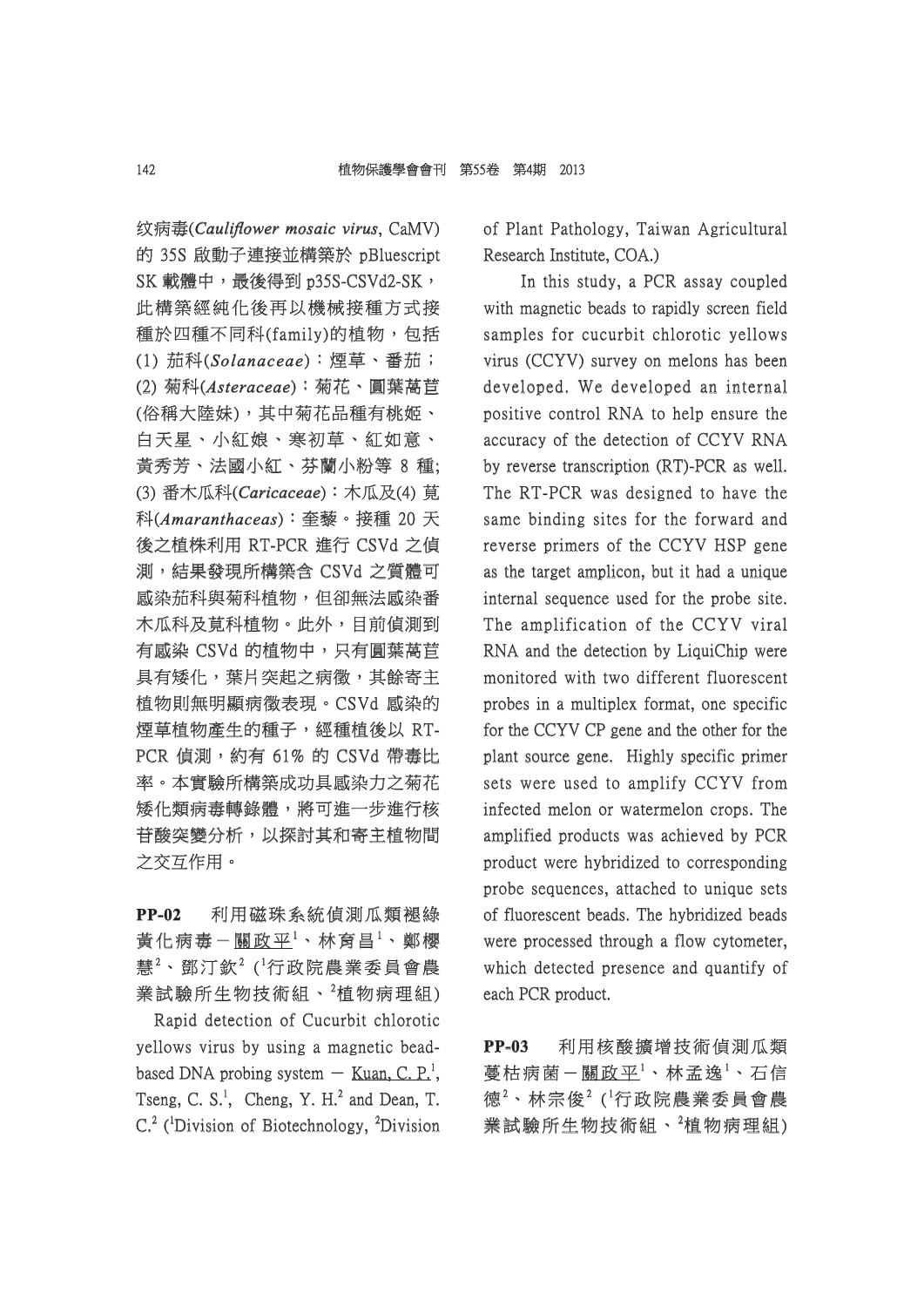纹病毒(***Cauliflower mosaic virus***, CaMV)的 35S 啟動子連接並構築於 pBluescript SK 載體中，最後得到 p35S-CSVd2-SK，此構築經純化後再以機械接種方式接種於四種不同科(family)的植物，包括(1) 茄科(***Solanaceae***)：煙草、番茄；(2) 菊科(***Asteraceae***)：菊花、圓葉萵苣(俗稱大陸妹)，其中菊花品種有桃姬、白天星、小紅娘、寒初草、紅如意、黃秀芳、法國小紅、芬蘭小粉等 8 種; (3) 番木瓜科(***Caricaceae***)：木瓜及(4) 莧科(***Amaranthaceas***)：奎藜。接種 20 天後之植株利用 RT-PCR 進行 CSVd 之偵測，結果發現所構築含 CSVd 之質體可感染茄科與菊科植物，但卻無法感染番木瓜科及莧科植物。此外，目前偵測到有感染 CSVd 的植物中，只有圓葉萵苣具有矮化，葉片突起之病徵，其餘寄主植物則無明顯病徵表現。CSVd 感染的煙草植物產生的種子，經種植後以 RT-PCR 偵測，約有 61% 的 CSVd 帶毒比率。本實驗所構築成功具感染力之菊花矮化類病毒轉錄體，將可進一步進行核苷酸突變分析，以探討其和寄主植物間之交互作用。

**PP-02** 利用磁珠系統偵測瓜類褪綠黃化病毒－<u>關政平</u>[1]、林育昌[1]、鄭櫻慧[2]、鄧汀欽[2] ([1]行政院農業委員會農業試驗所生物技術組、[2]植物病理組)

Rapid detection of Cucurbit chlorotic yellows virus by using a magnetic bead-based DNA probing system － <u>Kuan, C. P.</u>[1], Tseng, C. S.[1], Cheng, Y. H.[2] and Dean, T. C.[2] ([1]Division of Biotechnology, [2]Division of Plant Pathology, Taiwan Agricultural Research Institute, COA.)

In this study, a PCR assay coupled with magnetic beads to rapidly screen field samples for cucurbit chlorotic yellows virus (CCYV) survey on melons has been developed. We developed an internal positive control RNA to help ensure the accuracy of the detection of CCYV RNA by reverse transcription (RT)-PCR as well. The RT-PCR was designed to have the same binding sites for the forward and reverse primers of the CCYV HSP gene as the target amplicon, but it had a unique internal sequence used for the probe site. The amplification of the CCYV viral RNA and the detection by LiquiChip were monitored with two different fluorescent probes in a multiplex format, one specific for the CCYV CP gene and the other for the plant source gene. Highly specific primer sets were used to amplify CCYV from infected melon or watermelon crops. The amplified products was achieved by PCR product were hybridized to corresponding probe sequences, attached to unique sets of fluorescent beads. The hybridized beads were processed through a flow cytometer, which detected presence and quantify of each PCR product.

**PP-03** 利用核酸擴增技術偵測瓜類蔓枯病菌－<u>關政平</u>[1]、林孟逸[1]、石信德[2]、林宗俊[2] ([1]行政院農業委員會農業試驗所生物技術組、[2]植物病理組)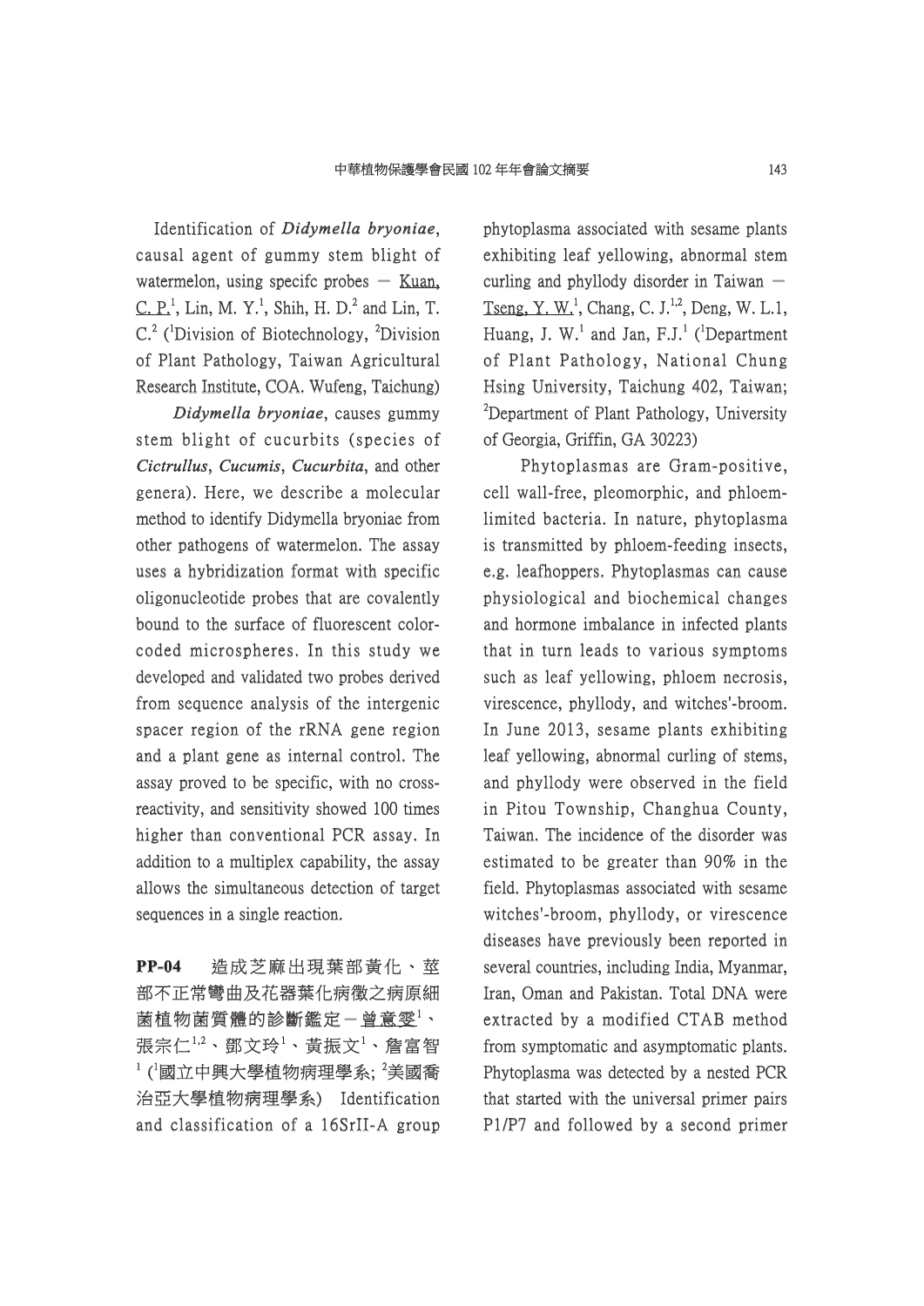Identification of ***Didymella bryoniae***, causal agent of gummy stem blight of watermelon, using specifc probes － Kuan, C. P.[1], Lin, M. Y.[1], Shih, H. D.[2] and Lin, T. C.[2] ([1]Division of Biotechnology, [2]Division of Plant Pathology, Taiwan Agricultural Research Institute, COA. Wufeng, Taichung)

***Didymella bryoniae***, causes gummy stem blight of cucurbits (species of ***Cictrullus***, ***Cucumis***, ***Cucurbita***, and other genera). Here, we describe a molecular method to identify Didymella bryoniae from other pathogens of watermelon. The assay uses a hybridization format with specific oligonucleotide probes that are covalently bound to the surface of fluorescent color-coded microspheres. In this study we developed and validated two probes derived from sequence analysis of the intergenic spacer region of the rRNA gene region and a plant gene as internal control. The assay proved to be specific, with no cross-reactivity, and sensitivity showed 100 times higher than conventional PCR assay. In addition to a multiplex capability, the assay allows the simultaneous detection of target sequences in a single reaction.

**PP-04** 造成芝麻出現葉部黃化、莖部不正常彎曲及花器葉化病徵之病原細菌植物菌質體的診斷鑑定－曾意雯[1]、張宗仁[1,2]、鄧文玲[1]、黃振文[1]、詹富智[1] ([1]國立中興大學植物病理學系; [2]美國喬治亞大學植物病理學系) Identification and classification of a 16SrII-A group phytoplasma associated with sesame plants exhibiting leaf yellowing, abnormal stem curling and phyllody disorder in Taiwan － Tseng, Y. W.[1], Chang, C. J.[1,2], Deng, W. L.1, Huang, J. W.[1] and Jan, F.J.[1] ([1]Department of Plant Pathology, National Chung Hsing University, Taichung 402, Taiwan; [2]Department of Plant Pathology, University of Georgia, Griffin, GA 30223)

Phytoplasmas are Gram-positive, cell wall-free, pleomorphic, and phloem-limited bacteria. In nature, phytoplasma is transmitted by phloem-feeding insects, e.g. leafhoppers. Phytoplasmas can cause physiological and biochemical changes and hormone imbalance in infected plants that in turn leads to various symptoms such as leaf yellowing, phloem necrosis, virescence, phyllody, and witches'-broom. In June 2013, sesame plants exhibiting leaf yellowing, abnormal curling of stems, and phyllody were observed in the field in Pitou Township, Changhua County, Taiwan. The incidence of the disorder was estimated to be greater than 90% in the field. Phytoplasmas associated with sesame witches'-broom, phyllody, or virescence diseases have previously been reported in several countries, including India, Myanmar, Iran, Oman and Pakistan. Total DNA were extracted by a modified CTAB method from symptomatic and asymptomatic plants. Phytoplasma was detected by a nested PCR that started with the universal primer pairs P1/P7 and followed by a second primer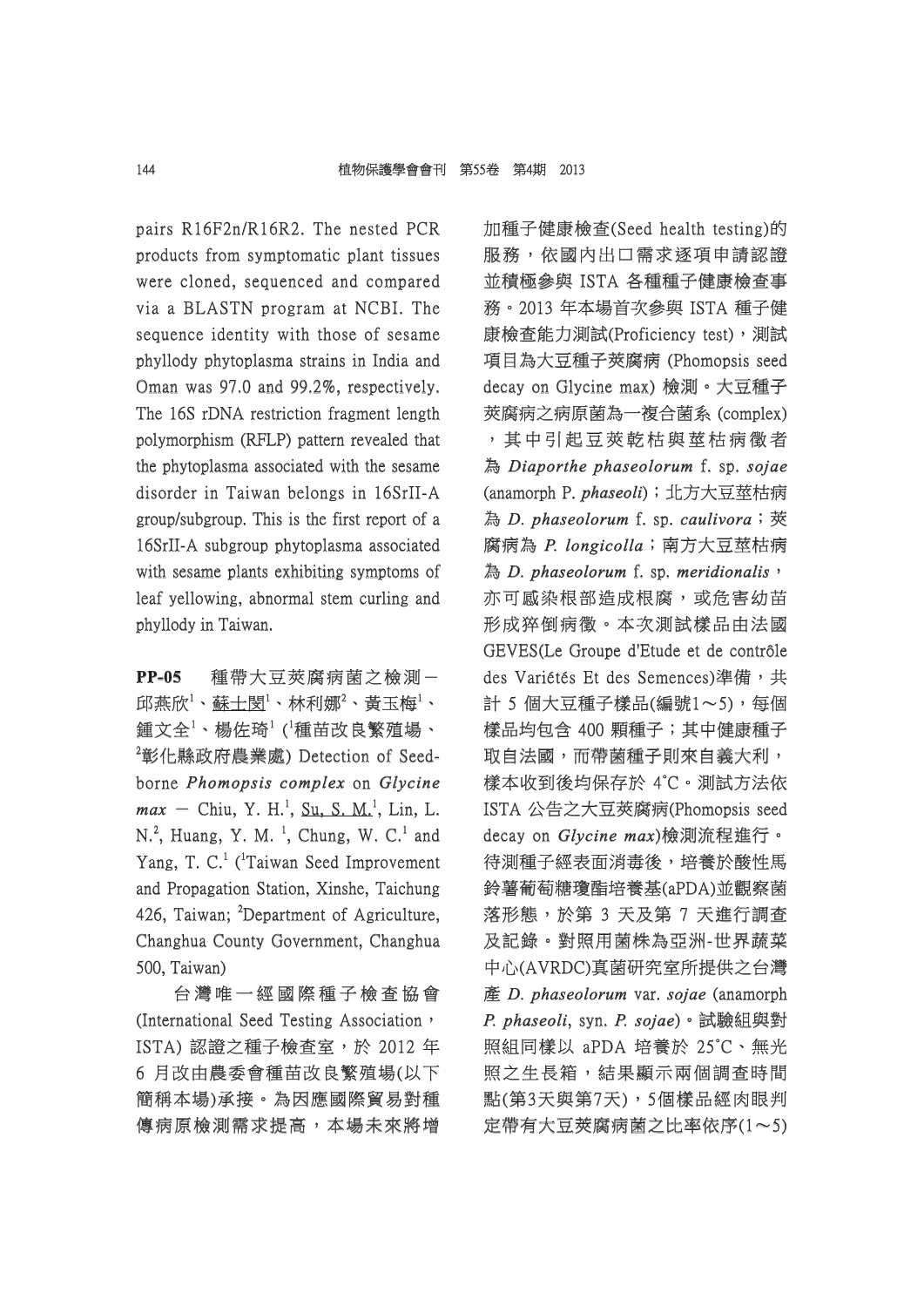pairs R16F2n/R16R2. The nested PCR products from symptomatic plant tissues were cloned, sequenced and compared via a BLASTN program at NCBI. The sequence identity with those of sesame phyllody phytoplasma strains in India and Oman was 97.0 and 99.2%, respectively. The 16S rDNA restriction fragment length polymorphism (RFLP) pattern revealed that the phytoplasma associated with the sesame disorder in Taiwan belongs in 16SrII-A group/subgroup. This is the first report of a 16SrII-A subgroup phytoplasma associated with sesame plants exhibiting symptoms of leaf yellowing, abnormal stem curling and phyllody in Taiwan.

**PP-05** 種帶大豆莢腐病菌之檢測－邱燕欣[1]、蘇士閔[1]、林利娜[2]、黃玉梅[1]、鍾文全[1]、楊佐琦[1] ([1]種苗改良繁殖場、[2]彰化縣政府農業處) Detection of Seed-borne ***Phomopsis complex*** on ***Glycine max*** － Chiu, Y. H.[1], Su, S. M.[1], Lin, L. N.[2], Huang, Y. M. [1], Chung, W. C.[1] and Yang, T. C.[1] ([1]Taiwan Seed Improvement and Propagation Station, Xinshe, Taichung 426, Taiwan; [2]Department of Agriculture, Changhua County Government, Changhua 500, Taiwan)

台灣唯一經國際種子檢查協會(International Seed Testing Association，ISTA) 認證之種子檢查室，於 2012 年 6 月改由農委會種苗改良繁殖場(以下簡稱本場)承接。為因應國際貿易對種傳病原檢測需求提高，本場未來將增加種子健康檢查(Seed health testing)的服務，依國內出口需求逐項申請認證並積極參與 ISTA 各種種子健康檢查事務。2013 年本場首次參與 ISTA 種子健康檢查能力測試(Proficiency test)，測試項目為大豆種子莢腐病 (Phomopsis seed decay on Glycine max) 檢測。大豆種子莢腐病之病原菌為一複合菌系 (complex)，其中引起豆莢乾枯與莖枯病徵者為 ***Diaporthe phaseolorum*** f. sp. ***sojae*** (anamorph P. ***phaseoli***)；北方大豆莖枯病為 ***D. phaseolorum*** f. sp. ***caulivora***；莢腐病為 ***P. longicolla***；南方大豆莖枯病為 ***D. phaseolorum*** f. sp. ***meridionalis***，亦可感染根部造成根腐，或危害幼苗形成猝倒病徵。本次測試樣品由法國 GEVES(Le Groupe d'Etude et de contrôle des Variétés Et des Semences)準備，共計 5 個大豆種子樣品(編號1～5)，每個樣品均包含 400 顆種子；其中健康種子取自法國，而帶菌種子則來自義大利，樣本收到後均保存於 4˚C。測試方法依 ISTA 公告之大豆莢腐病(Phomopsis seed decay on *Glycine max*)檢測流程進行。待測種子經表面消毒後，培養於酸性馬鈴薯葡萄糖瓊脂培養基(aPDA)並觀察菌落形態，於第 3 天及第 7 天進行調查及記錄。對照用菌株為亞洲-世界蔬菜中心(AVRDC)真菌研究室所提供之台灣產 *D. phaseolorum* var. *sojae* (anamorph *P. phaseoli*, syn. *P. sojae*)。試驗組與對照組同樣以 aPDA 培養於 25˚C、無光照之生長箱，結果顯示兩個調查時間點(第3天與第7天)，5個樣品經肉眼判定帶有大豆莢腐病菌之比率依序(1～5)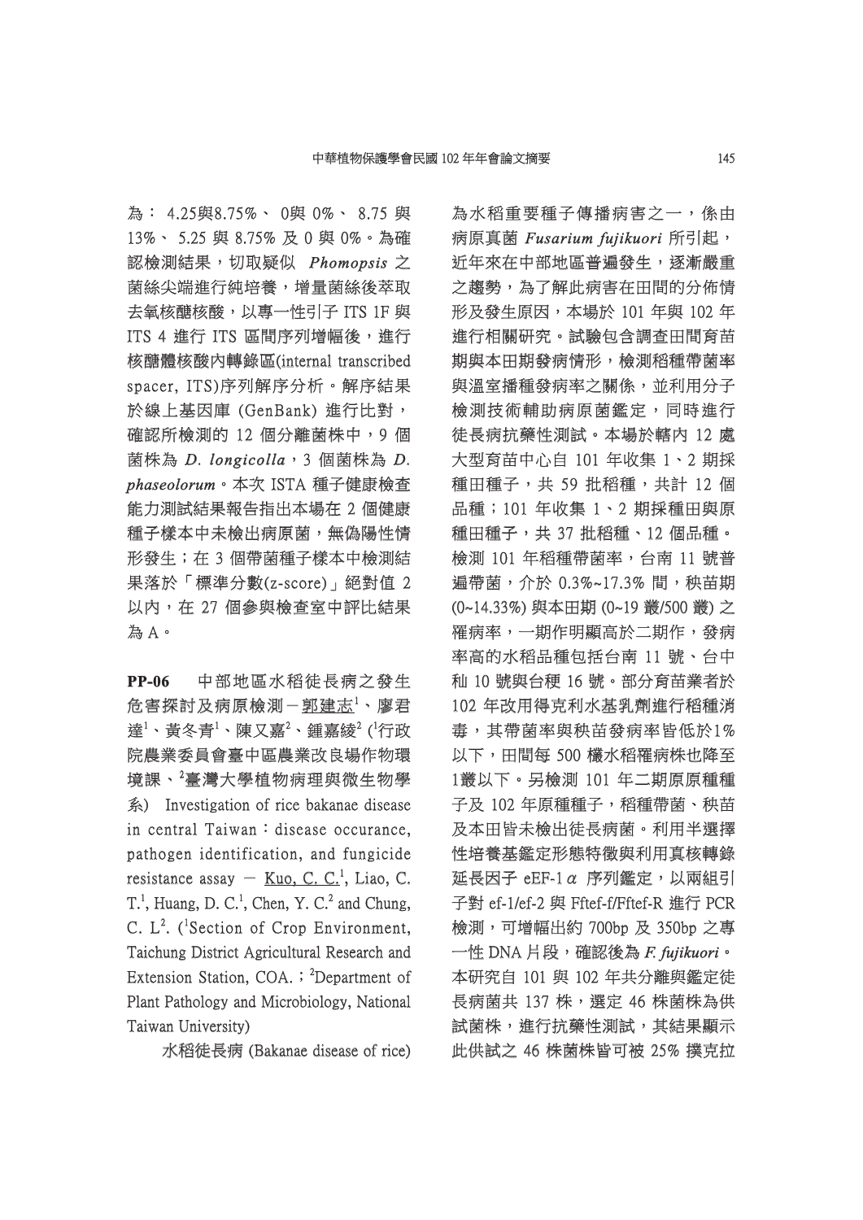為： 4.25與8.75%、 0與 0%、 8.75 與 13%、 5.25 與 8.75% 及 0 與 0%。為確認檢測結果，切取疑似 *Phomopsis* 之菌絲尖端進行純培養，增量菌絲後萃取去氧核醣核酸，以專一性引子 ITS 1F 與 ITS 4 進行 ITS 區間序列增幅後，進行核醣體核酸內轉錄區(internal transcribed spacer, ITS)序列解序分析。解序結果於線上基因庫 (GenBank) 進行比對，確認所檢測的 12 個分離菌株中，9 個菌株為 *D. longicolla*，3 個菌株為 *D. phaseolorum*。本次 ISTA 種子健康檢查能力測試結果報告指出本場在 2 個健康種子樣本中未檢出病原菌，無偽陽性情形發生；在 3 個帶菌種子樣本中檢測結果落於「標準分數(z-score)」絕對值 2 以內，在 27 個參與檢查室中評比結果為 A。

**PP-06** 中部地區水稻徒長病之發生危害探討及病原檢測－郭建志[1]、廖君達[1]、黃冬青[1]、陳又嘉[2]、鍾嘉綾[2] ([1]行政院農業委員會臺中區農業改良場作物環境課、[2]臺灣大學植物病理與微生物學系) Investigation of rice bakanae disease in central Taiwan：disease occurance, pathogen identification, and fungicide resistance assay － Kuo, C. C.[1], Liao, C. T.[1], Huang, D. C.[1], Chen, Y. C.[2] and Chung, C. L[2]. ([1]Section of Crop Environment, Taichung District Agricultural Research and Extension Station, COA.；[2]Department of Plant Pathology and Microbiology, National Taiwan University)

水稻徒長病 (Bakanae disease of rice) 為水稻重要種子傳播病害之一，係由病原真菌 *Fusarium fujikuori* 所引起，近年來在中部地區普遍發生，逐漸嚴重之趨勢，為了解此病害在田間的分佈情形及發生原因，本場於 101 年與 102 年進行相關研究。試驗包含調查田間育苗期與本田期發病情形，檢測稻種帶菌率與溫室播種發病率之關係，並利用分子檢測技術輔助病原菌鑑定，同時進行徒長病抗藥性測試。本場於轄內 12 處大型育苗中心自 101 年收集 1、2 期採種田種子，共 59 批稻種，共計 12 個品種；101 年收集 1、2 期採種田與原種田種子，共 37 批稻種、12 個品種。檢測 101 年稻種帶菌率，台南 11 號普遍帶菌，介於 0.3%~17.3% 間，秧苗期 (0~14.33%) 與本田期 (0~19 叢/500 叢) 之罹病率，一期作明顯高於二期作，發病率高的水稻品種包括台南 11 號、台中秈 10 號與台稉 16 號。部分育苗業者於 102 年改用得克利水基乳劑進行稻種消毒，其帶菌率與秧苗發病率皆低於1%以下，田間每 500 欉水稻罹病株也降至1叢以下。另檢測 101 年二期原原種種子及 102 年原種種子，稻種帶菌、秧苗及本田皆未檢出徒長病菌。利用半選擇性培養基鑑定形態特徵與利用真核轉錄延長因子 eEF-1$\alpha$ 序列鑑定，以兩組引子對 ef-1/ef-2 與 Fftef-f/Fftef-R 進行 PCR 檢測，可增幅出約 700bp 及 350bp 之專一性 DNA 片段，確認後為 *F. fujikuori*。本研究自 101 與 102 年共分離與鑑定徒長病菌共 137 株，選定 46 株菌株為供試菌株，進行抗藥性測試，其結果顯示此供試之 46 株菌株皆可被 25% 撲克拉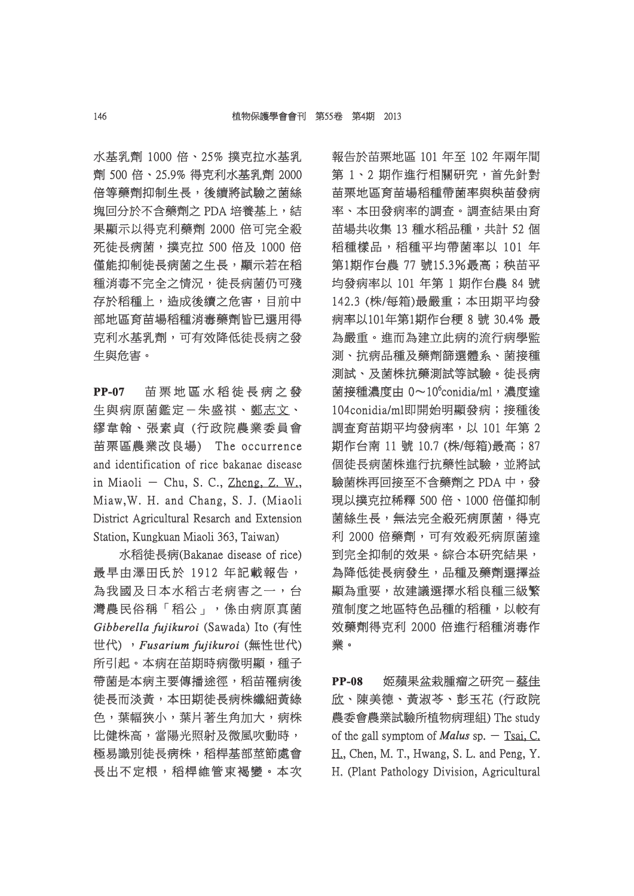水基乳劑 1000 倍、25% 撲克拉水基乳劑 500 倍、25.9% 得克利水基乳劑 2000 倍等藥劑抑制生長，後續將試驗之菌絲塊回分於不含藥劑之 PDA 培養基上，結果顯示以得克利藥劑 2000 倍可完全殺死徒長病菌，撲克拉 500 倍及 1000 倍僅能抑制徒長病菌之生長，顯示若在稻種消毒不完全之情況，徒長病菌仍可殘存於稻種上，造成後續之危害，目前中部地區育苗場稻種消毒藥劑皆已選用得克利水基乳劑，可有效降低徒長病之發生與危害。

**PP-07**　苗栗地區水稻徒長病之發生與病原菌鑑定－朱盛祺、<u>鄭志文</u>、繆韋翰、張素貞 (行政院農業委員會苗栗區農業改良場) The occurrence and identification of rice bakanae disease in Miaoli － Chu, S. C., <u>Zheng, Z. W.</u>, Miaw,W. H. and Chang, S. J. (Miaoli District Agricultural Resarch and Extension Station, Kungkuan Miaoli 363, Taiwan)

水稻徒長病(Bakanae disease of rice)最早由澤田氏於 1912 年記載報告，為我國及日本水稻古老病害之一，台灣農民俗稱「稻公」，係由病原真菌 *Gibberella fujikuroi* (Sawada) Ito (有性世代) ，*Fusarium fujikuroi* (無性世代)所引起。本病在苗期時病徵明顯，種子帶菌是本病主要傳播途徑，稻苗罹病後徒長而淡黃，本田期徒長病株纖細黃綠色，葉幅狹小，葉片著生角加大，病株比健株高，當陽光照射及微風吹動時，極易識別徒長病株，稻桿基部莖節處會長出不定根，稻桿維管束褐變。本次報告於苗栗地區 101 年至 102 年兩年間第 1、2 期作進行相關研究，首先針對苗栗地區育苗場稻種帶菌率與秧苗發病率、本田發病率的調查。調查結果由育苗場共收集 13 種水稻品種，共計 52 個稻種樣品，稻種平均帶菌率以 101 年第1期作台農 77 號15.3%最高；秧苗平均發病率以 101 年第 1 期作台農 84 號 142.3 (株/每箱)最嚴重；本田期平均發病率以101年第1期作台稉 8 號 30.4% 最為嚴重。進而為建立此病的流行病學監測、抗病品種及藥劑篩選體系、菌接種測試、及菌株抗藥測試等試驗。徒長病菌接種濃度由 0～$10^6$conidia/ml，濃度達104conidia/ml即開始明顯發病；接種後調查育苗期平均發病率，以 101 年第 2 期作台南 11 號 10.7 (株/每箱)最高；87 個徒長病菌株進行抗藥性試驗，並將試驗菌株再回接至不含藥劑之 PDA 中，發現以撲克拉稀釋 500 倍、1000 倍僅抑制菌絲生長，無法完全殺死病原菌，得克利 2000 倍藥劑，可有效殺死病原菌達到完全抑制的效果。綜合本研究結果，為降低徒長病發生，品種及藥劑選擇益顯為重要，故建議選擇水稻良種三級繁殖制度之地區特色品種的稻種，以較有效藥劑得克利 2000 倍進行稻種消毒作業。

**PP-08**　姬蘋果盆栽腫瘤之研究－<u>蔡佳欣</u>、陳美德、黃淑芩、彭玉花 (行政院農委會農業試驗所植物病理組) The study of the gall symptom of ***Malus*** sp. － <u>Tsai, C. H.</u>, Chen, M. T., Hwang, S. L. and Peng, Y. H. (Plant Pathology Division, Agricultural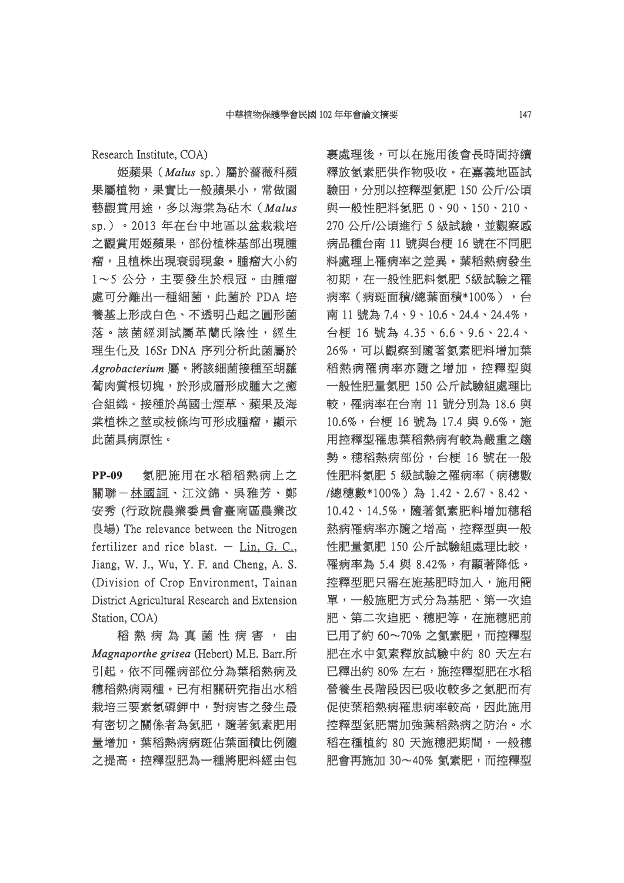Research Institute, COA)

姬蘋果（*Malus* sp.）屬於薔薇科蘋果屬植物，果實比一般蘋果小，常做園藝觀賞用途，多以海棠為砧木（*Malus* sp.）。2013 年在台中地區以盆栽栽培之觀賞用姬蘋果，部份植株基部出現腫瘤，且植株出現衰弱現象。腫瘤大小約 1～5 公分，主要發生於根冠。由腫瘤處可分離出一種細菌，此菌於 PDA 培養基上形成白色、不透明凸起之圓形菌落。該菌經測試屬革蘭氏陰性，經生理生化及 16Sr DNA 序列分析此菌屬於 *Agrobacterium* 屬。將該細菌接種至胡蘿蔔肉質根切塊，於形成層形成腫大之癒合組織。接種於萬國士煙草、蘋果及海棠植株之莖或枝條均可形成腫瘤，顯示此菌具病原性。

**PP-09**　氮肥施用在水稻稻熱病上之關聯－林國詞、江汶錦、吳雅芳、鄭安秀 (行政院農業委員會臺南區農業改良場) The relevance between the Nitrogen fertilizer and rice blast. － Lin, G. C., Jiang, W. J., Wu, Y. F. and Cheng, A. S. (Division of Crop Environment, Tainan District Agricultural Research and Extension Station, COA)

稻熱病為真菌性病害，由 *Magnaporthe grisea* (Hebert) M.E. Barr.所引起。依不同罹病部位分為葉稻熱病及穗稻熱病兩種。已有相關研究指出水稻栽培三要素氮磷鉀中，對病害之發生最有密切之關係者為氮肥，隨著氮素肥用量增加，葉稻熱病病斑佔葉面積比例隨之提高。控釋型肥為一種將肥料經由包裹處理後，可以在施用後會長時間持續釋放氮素肥供作物吸收。在嘉義地區試驗田，分別以控釋型氮肥 150 公斤/公頃與一般性肥料氮肥 0、90、150、210、270 公斤/公頃進行 5 級試驗，並觀察感病品種台南 11 號與台梗 16 號在不同肥料處理上罹病率之差異。葉稻熱病發生初期，在一般性肥料氮肥 5級試驗之罹病率（病斑面積/總葉面積*100%），台南 11 號為 7.4、9、10.6、24.4、24.4%，台梗 16 號為 4.35、6.6、9.6、22.4、26%，可以觀察到隨著氮素肥料增加葉稻熱病罹病率亦隨之增加。控釋型與一般性肥量氮肥 150 公斤試驗組處理比較，罹病率在台南 11 號分別為 18.6 與 10.6%，台梗 16 號為 17.4 與 9.6%，施用控釋型罹患葉稻熱病有較為嚴重之趨勢。穗稻熱病部份，台梗 16 號在一般性肥料氮肥 5 級試驗之罹病率（病穗數/總穗數*100%）為 1.42、2.67、8.42、10.42、14.5%，隨著氮素肥料增加穗稻熱病罹病率亦隨之增高，控釋型與一般性肥量氮肥 150 公斤試驗組處理比較，罹病率為 5.4 與 8.42%，有顯著降低。控釋型肥只需在施基肥時加入，施用簡單，一般施肥方式分為基肥、第一次追肥、第二次追肥、穗肥等，在施穗肥前已用了約 60～70% 之氮素肥，而控釋型肥在水中氮素釋放試驗中約 80 天左右已釋出約 80% 左右，施控釋型肥在水稻營養生長階段因已吸收較多之氮肥而有促使葉稻熱病罹患病率較高，因此施用控釋型氮肥需加強葉稻熱病之防治。水稻在種植約 80 天施穗肥期間，一般穗肥會再施加 30～40% 氮素肥，而控釋型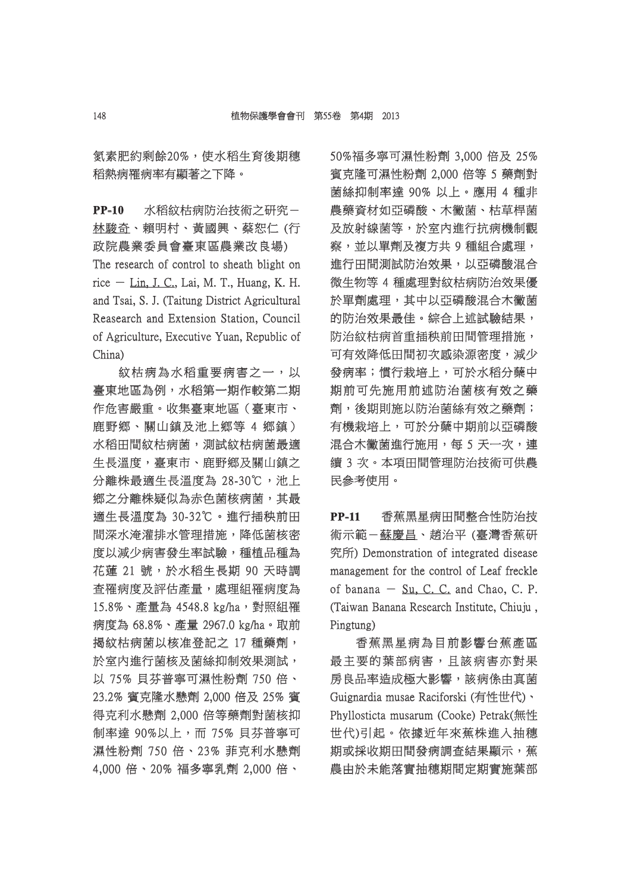氮素肥約剩餘20%，使水稻生育後期穗稻熱病罹病率有顯著之下降。

**PP-10**　水稻紋枯病防治技術之研究－林駿奇、賴明村、黃國興、蔡恕仁 (行政院農業委員會臺東區農業改良場) The research of control to sheath blight on rice － Lin, J. C., Lai, M. T., Huang, K. H. and Tsai, S. J. (Taitung District Agricultural Reasearch and Extension Station, Council of Agriculture, Executive Yuan, Republic of China)

紋枯病為水稻重要病害之一，以臺東地區為例，水稻第一期作較第二期作危害嚴重。收集臺東地區（臺東市、鹿野鄉、關山鎮及池上鄉等 4 鄉鎮）水稻田間紋枯病菌，測試紋枯病菌最適生長溫度，臺東市、鹿野鄉及關山鎮之分離株最適生長溫度為 28-30℃，池上鄉之分離株疑似為赤色菌核病菌，其最適生長溫度為 30-32℃。進行插秧前田間深水淹灌排水管理措施，降低菌核密度以減少病害發生率試驗，種植品種為花蓮 21 號，於水稻生長期 90 天時調查罹病度及評估產量，處理組罹病度為 15.8%、產量為 4548.8 kg/ha，對照組罹病度為 68.8%、產量 2967.0 kg/ha。取前揭紋枯病菌以核准登記之 17 種藥劑，於室內進行菌核及菌絲抑制效果測試，以 75% 貝芬普寧可濕性粉劑 750 倍、23.2% 賓克隆水懸劑 2,000 倍及 25% 賓得克利水懸劑 2,000 倍等藥劑對菌核抑制率達 90%以上，而 75% 貝芬普寧可濕性粉劑 750 倍、23% 菲克利水懸劑 4,000 倍、20% 福多寧乳劑 2,000 倍、50%福多寧可濕性粉劑 3,000 倍及 25% 賓克隆可濕性粉劑 2,000 倍等 5 藥劑對菌絲抑制率達 90% 以上。應用 4 種非農藥資材如亞磷酸、木黴菌、枯草桿菌及放射線菌等，於室內進行抗病機制觀察，並以單劑及複方共 9 種組合處理，進行田間測試防治效果，以亞磷酸混合微生物等 4 種處理對紋枯病防治效果優於單劑處理，其中以亞磷酸混合木黴菌的防治效果最佳。綜合上述試驗結果，防治紋枯病首重插秧前田間管理措施，可有效降低田間初次感染源密度，減少發病率；慣行栽培上，可於水稻分蘗中期前可先施用前述防治菌核有效之藥劑，後期則施以防治菌絲有效之藥劑；有機栽培上，可於分蘗中期前以亞磷酸混合木黴菌進行施用，每 5 天一次，連續 3 次。本項田間管理防治技術可供農民參考使用。

**PP-11**　香蕉黑星病田間整合性防治技術示範－蘇慶昌、趙治平 (臺灣香蕉研究所) Demonstration of integrated disease management for the control of Leaf freckle of banana － Su, C. C. and Chao, C. P. (Taiwan Banana Research Institute, Chiuju , Pingtung)

香蕉黑星病為目前影響台蕉產區最主要的葉部病害，且該病害亦對果房良品率造成極大影響，該病係由真菌 Guignardia musae Raciforski (有性世代)、Phyllosticta musarum (Cooke) Petrak(無性世代)引起。依據近年來蕉株進入抽穗期或採收期田間發病調查結果顯示，蕉農由於未能落實抽穗期間定期實施葉部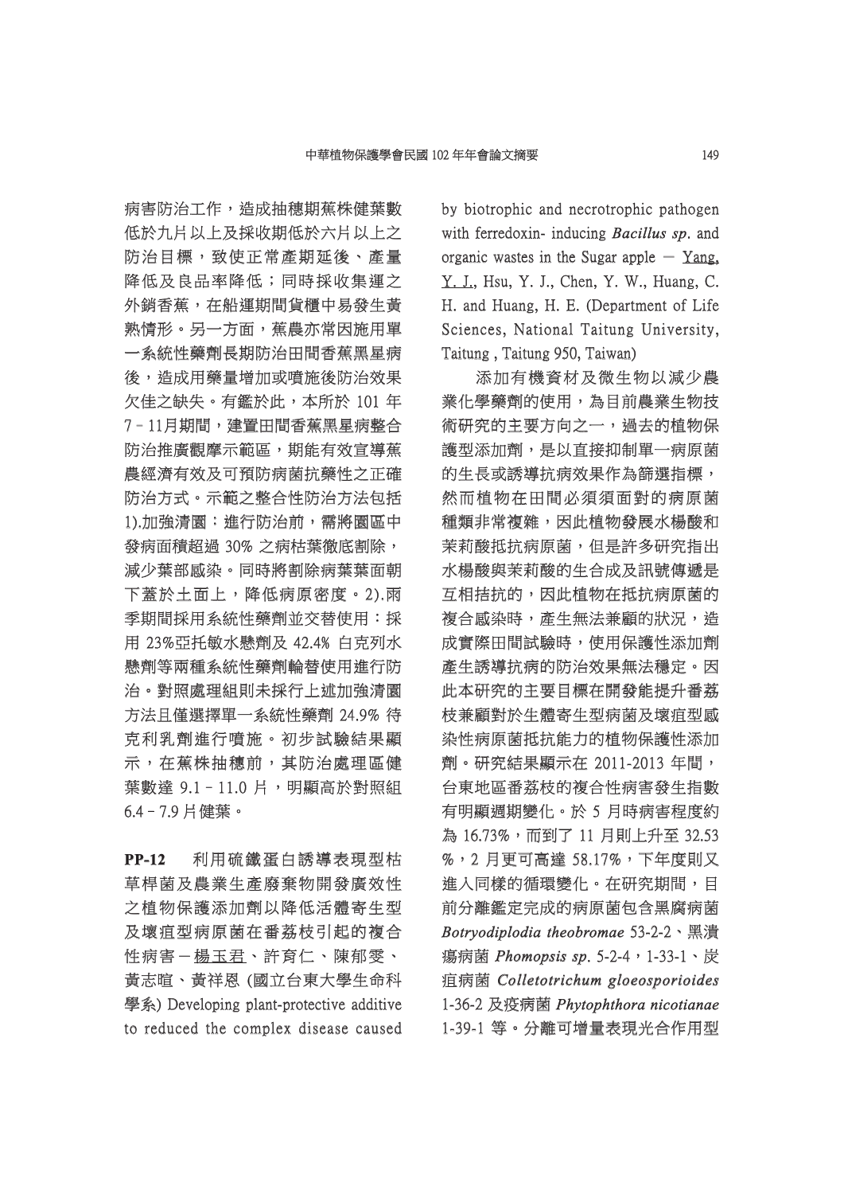病害防治工作，造成抽穗期蕉株健葉數低於九片以上及採收期低於六片以上之防治目標，致使正常產期延後、產量降低及良品率降低；同時採收集運之外銷香蕉，在船運期間貨櫃中易發生黃熟情形。另一方面，蕉農亦常因施用單一系統性藥劑長期防治田間香蕉黑星病後，造成用藥量增加或噴施後防治效果欠佳之缺失。有鑑於此，本所於 101 年 7－11月期間，建置田間香蕉黑星病整合防治推廣觀摩示範區，期能有效宣導蕉農經濟有效及可預防病菌抗藥性之正確防治方式。示範之整合性防治方法包括 1).加強清園：進行防治前，需將園區中發病面積超過 30% 之病枯葉徹底割除，減少葉部感染。同時將割除病葉葉面朝下蓋於土面上，降低病原密度。2).雨季期間採用系統性藥劑並交替使用：採用 23%亞托敏水懸劑及 42.4% 白克列水懸劑等兩種系統性藥劑輪替使用進行防治。對照處理組則未採行上述加強清園方法且僅選擇單一系統性藥劑 24.9% 待克利乳劑進行噴施。初步試驗結果顯示，在蕉株抽穗前，其防治處理區健葉數達 9.1－11.0 片，明顯高於對照組 6.4－7.9 片健葉。

**PP-12**　利用硫鐵蛋白誘導表現型枯草桿菌及農業生產廢棄物開發廣效性之植物保護添加劑以降低活體寄生型及壞疽型病原菌在番荔枝引起的複合性病害－楊玉君、許育仁、陳郁雯、黃志暄、黃祥恩 (國立台東大學生命科學系) Developing plant-protective additive to reduced the complex disease caused by biotrophic and necrotrophic pathogen with ferredoxin- inducing *Bacillus sp.* and organic wastes in the Sugar apple － Yang, Y. J., Hsu, Y. J., Chen, Y. W., Huang, C. H. and Huang, H. E. (Department of Life Sciences, National Taitung University, Taitung , Taitung 950, Taiwan)

添加有機資材及微生物以減少農業化學藥劑的使用，為目前農業生物技術研究的主要方向之一，過去的植物保護型添加劑，是以直接抑制單一病原菌的生長或誘導抗病效果作為篩選指標，然而植物在田間必須須面對的病原菌種類非常複雜，因此植物發展水楊酸和茉莉酸抵抗病原菌，但是許多研究指出水楊酸與茉莉酸的生合成及訊號傳遞是互相拮抗的，因此植物在抵抗病原菌的複合感染時，產生無法兼顧的狀況，造成實際田間試驗時，使用保護性添加劑產生誘導抗病的防治效果無法穩定。因此本研究的主要目標在開發能提升番荔枝兼顧對於生體寄生型病菌及壞疽型感染性病原菌抵抗能力的植物保護性添加劑。研究結果顯示在 2011-2013 年間，台東地區番荔枝的複合性病害發生指數有明顯週期變化。於 5 月時病害程度約為 16.73%，而到了 11 月則上升至 32.53 %，2 月更可高達 58.17%，下年度則又進入同樣的循環變化。在研究期間，目前分離鑑定完成的病原菌包含黑腐病菌 *Botryodiplodia theobromae* 53-2-2、黑潰瘍病菌 *Phomopsis sp.* 5-2-4，1-33-1、炭疽病菌 *Colletotrichum gloeosporioides* 1-36-2 及疫病菌 *Phytophthora nicotianae* 1-39-1 等。分離可增量表現光合作用型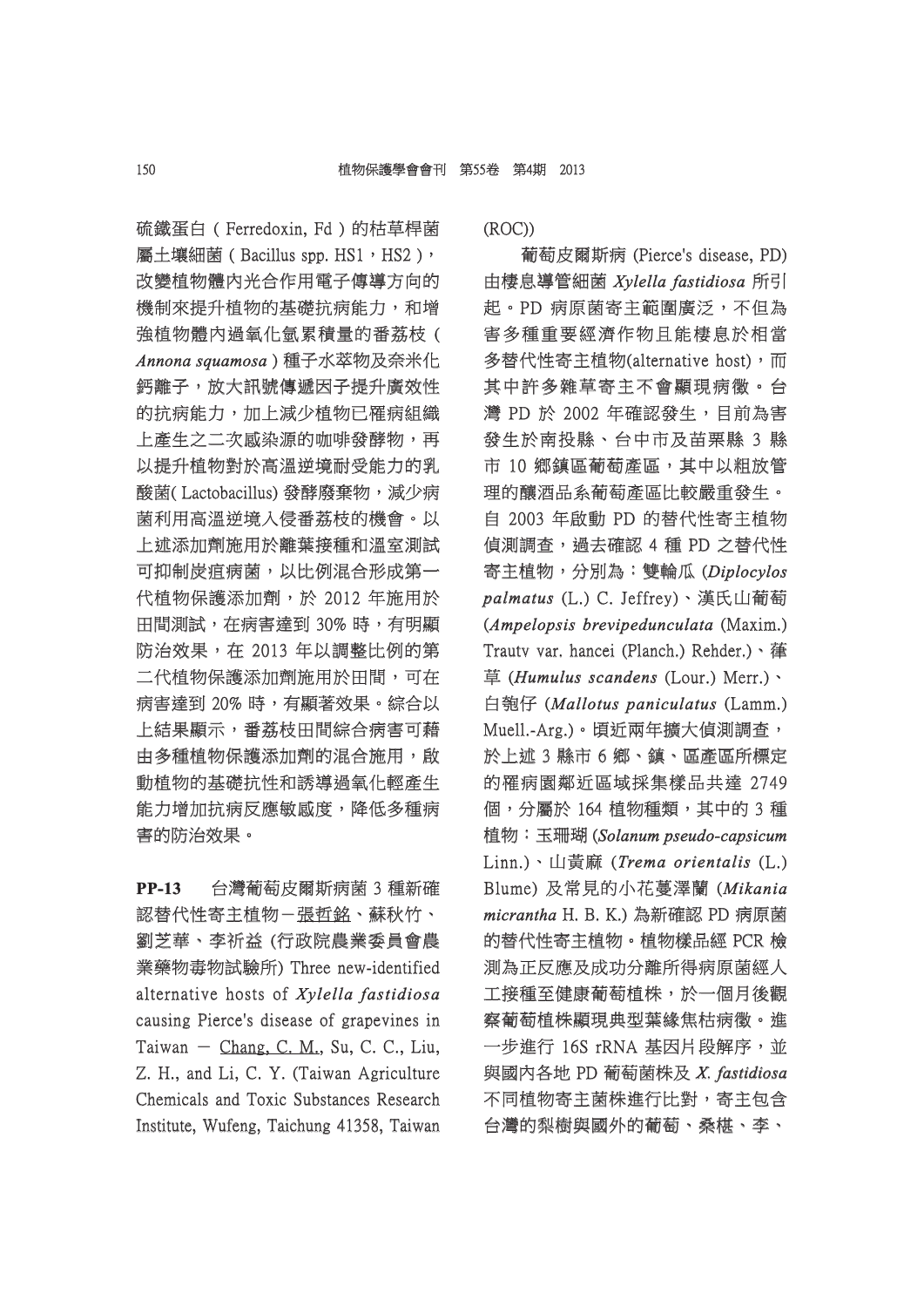硫鐵蛋白（Ferredoxin, Fd）的枯草桿菌屬土壤細菌（Bacillus spp. HS1，HS2），改變植物體內光合作用電子傳導方向的機制來提升植物的基礎抗病能力，和增強植物體內過氧化氫累積量的番荔枝（*Annona squamosa*）種子水萃物及奈米化鈣離子，放大訊號傳遞因子提升廣效性的抗病能力，加上減少植物已罹病組織上產生之二次感染源的咖啡發酵物，再以提升植物對於高溫逆境耐受能力的乳酸菌( Lactobacillus) 發酵廢棄物，減少病菌利用高溫逆境入侵番荔枝的機會。以上述添加劑施用於離葉接種和溫室測試可抑制炭疽病菌，以比例混合形成第一代植物保護添加劑，於 2012 年施用於田間測試，在病害達到 30% 時，有明顯防治效果，在 2013 年以調整比例的第二代植物保護添加劑施用於田間，可在病害達到 20% 時，有顯著效果。綜合以上結果顯示，番荔枝田間綜合病害可藉由多種植物保護添加劑的混合施用，啟動植物的基礎抗性和誘導過氧化輕產生能力增加抗病反應敏感度，降低多種病害的防治效果。

**PP-13**　台灣葡萄皮爾斯病菌 3 種新確認替代性寄主植物－張哲銘、蘇秋竹、劉芝華、李祈益 (行政院農業委員會農業藥物毒物試驗所) Three new-identified alternative hosts of *Xylella fastidiosa* causing Pierce's disease of grapevines in Taiwan － Chang, C. M., Su, C. C., Liu, Z. H., and Li, C. Y. (Taiwan Agriculture Chemicals and Toxic Substances Research Institute, Wufeng, Taichung 41358, Taiwan (ROC))

葡萄皮爾斯病 (Pierce's disease, PD) 由棲息導管細菌 *Xylella fastidiosa* 所引起。PD 病原菌寄主範圍廣泛，不但為害多種重要經濟作物且能棲息於相當多替代性寄主植物(alternative host)，而其中許多雜草寄主不會顯現病徵。台灣 PD 於 2002 年確認發生，目前為害發生於南投縣、台中市及苗栗縣 3 縣市 10 鄉鎮區葡萄產區，其中以粗放管理的釀酒品系葡萄產區比較嚴重發生。自 2003 年啟動 PD 的替代性寄主植物偵測調查，過去確認 4 種 PD 之替代性寄主植物，分別為：雙輪瓜 (*Diplocylos palmatus* (L.) C. Jeffrey)、漢氏山葡萄 (*Ampelopsis brevipedunculata* (Maxim.) Trautv var. hancei (Planch.) Rehder.)、葎草 (*Humulus scandens* (Lour.) Merr.)、白匏仔 (*Mallotus paniculatus* (Lamm.) Muell.-Arg.)。頃近兩年擴大偵測調查，於上述 3 縣市 6 鄉、鎮、區產區所標定的罹病園鄰近區域採集樣品共達 2749 個，分屬於 164 植物種類，其中的 3 種植物：玉珊瑚 (*Solanum pseudo-capsicum* Linn.)、山黃麻 (*Trema orientalis* (L.) Blume) 及常見的小花蔓澤蘭 (*Mikania micrantha* H. B. K.) 為新確認 PD 病原菌的替代性寄主植物。植物樣品經 PCR 檢測為正反應及成功分離所得病原菌經人工接種至健康葡萄植株，於一個月後觀察葡萄植株顯現典型葉緣焦枯病徵。進一步進行 16S rRNA 基因片段解序，並與國內各地 PD 葡萄菌株及 *X. fastidiosa* 不同植物寄主菌株進行比對，寄主包含台灣的梨樹與國外的葡萄、桑椹、李、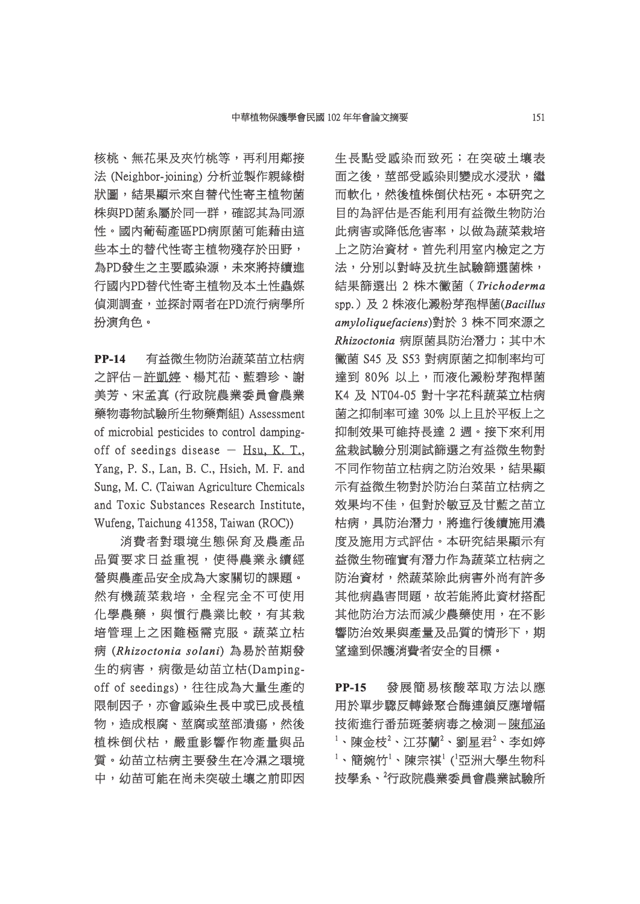核桃、無花果及夾竹桃等，再利用鄰接法 (Neighbor-joining) 分析並製作親緣樹狀圖，結果顯示來自替代性寄主植物菌株與PD菌系屬於同一群，確認其為同源性。國內葡萄產區PD病原菌可能藉由這些本土的替代性寄主植物殘存於田野，為PD發生之主要感染源，未來將持續進行國內PD替代性寄主植物及本土性蟲媒偵測調查，並探討兩者在PD流行病學所扮演角色。

**PP-14**　有益微生物防治蔬菜苗立枯病之評估－許凱婷、楊芃芢、藍碧珍、謝美芳、宋孟真 (行政院農業委員會農業藥物毒物試驗所生物藥劑組) Assessment of microbial pesticides to control damping-off of seedings disease － Hsu, K. T., Yang, P. S., Lan, B. C., Hsieh, M. F. and Sung, M. C. (Taiwan Agriculture Chemicals and Toxic Substances Research Institute, Wufeng, Taichung 41358, Taiwan (ROC))

消費者對環境生態保育及農產品品質要求日益重視，使得農業永續經營與農產品安全成為大家關切的課題。然有機蔬菜栽培，全程完全不可使用化學農藥，與慣行農業比較，有其栽培管理上之困難極需克服。蔬菜立枯病 (*Rhizoctonia solani*) 為易於苗期發生的病害，病徵是幼苗立枯(Damping-off of seedings)，往往成為大量生產的限制因子，亦會感染生長中或已成長植物，造成根腐、莖腐或莖部潰瘍，然後植株倒伏枯，嚴重影響作物產量與品質。幼苗立枯病主要發生在冷濕之環境中，幼苗可能在尚未突破土壤之前即因生長點受感染而致死；在突破土壤表面之後，莖部受感染則變成水浸狀，繼而軟化，然後植株倒伏枯死。本研究之目的為評估是否能利用有益微生物防治此病害或降低危害率，以做為蔬菜栽培上之防治資材。首先利用室內檢定之方法，分別以對峙及抗生試驗篩選菌株，結果篩選出 2 株木黴菌（*Trichoderma* spp.）及 2 株液化澱粉芽孢桿菌(*Bacillus amyloliquefaciens*)對於 3 株不同來源之 *Rhizoctonia* 病原菌具防治潛力；其中木黴菌 S45 及 S53 對病原菌之抑制率均可達到 80% 以上，而液化澱粉芽孢桿菌 K4 及 NT04-05 對十字花科蔬菜立枯病菌之抑制率可達 30% 以上且於平板上之抑制效果可維持長達 2 週。接下來利用盆栽試驗分別測試篩選之有益微生物對不同作物苗立枯病之防治效果，結果顯示有益微生物對於防治白菜苗立枯病之效果均不佳，但對於敏豆及甘藍之苗立枯病，具防治潛力，將進行後續施用濃度及施用方式評估。本研究結果顯示有益微生物確實有潛力作為蔬菜立枯病之防治資材，然蔬菜除此病害外尚有許多其他病蟲害問題，故若能將此資材搭配其他防治方法而減少農藥使用，在不影響防治效果與產量及品質的情形下，期望達到保護消費者安全的目標。

**PP-15**　發展簡易核酸萃取方法以應用於單步驟反轉錄聚合酶連鎖反應增幅技術進行番茄斑萎病毒之檢測－陳郁涵[1]、陳金枝[2]、江芬蘭[2]、劉星君[2]、李如婷[1]、簡婉竹[1]、陳宗祺[1] ([1]亞洲大學生物科技學系、[2]行政院農業委員會農業試驗所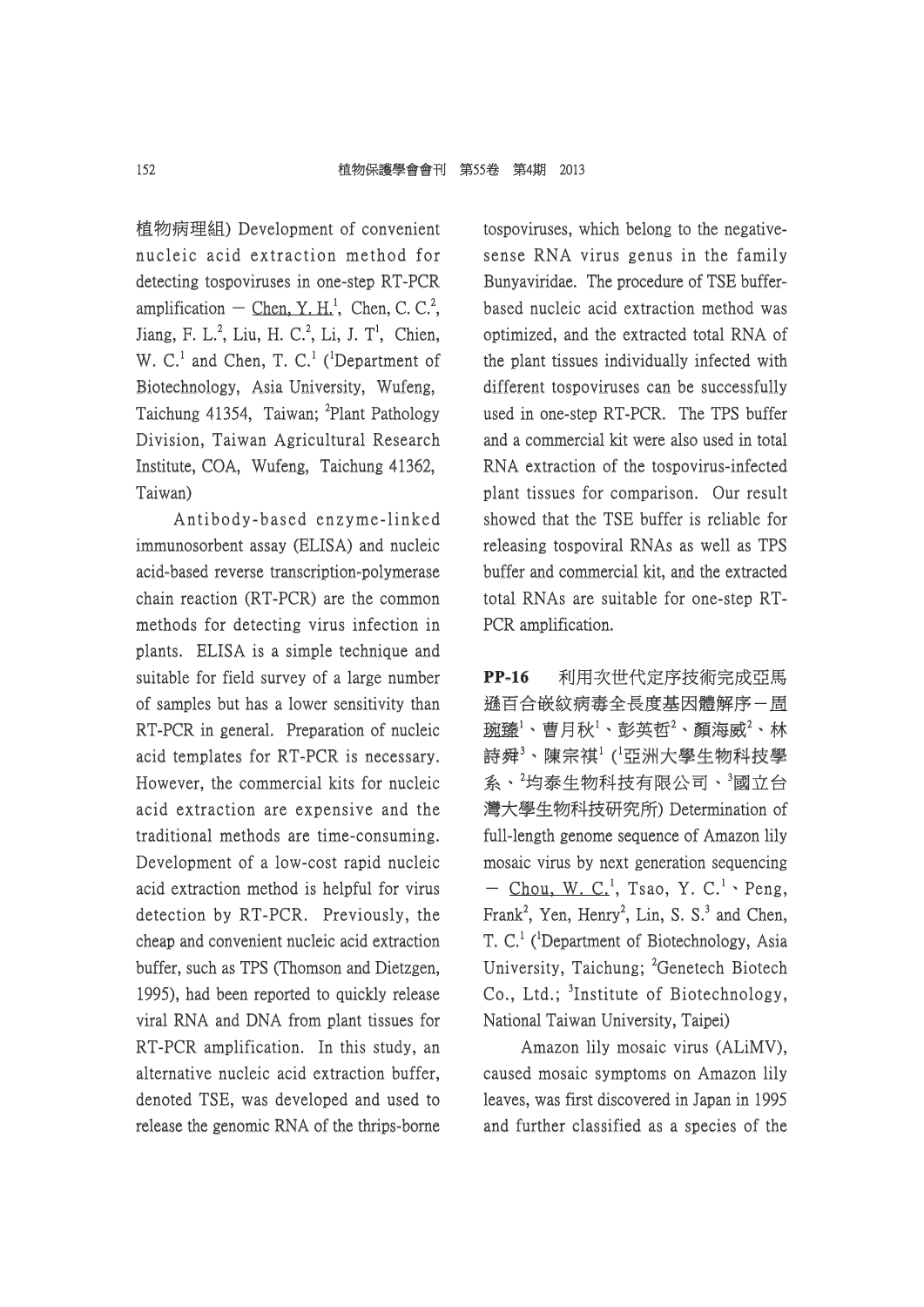植物病理組) Development of convenient nucleic acid extraction method for detecting tospoviruses in one-step RT-PCR amplification − Chen, Y. H.[1], Chen, C. C.[2], Jiang, F. L.[2], Liu, H. C.[2], Li, J. T[1], Chien, W. C.[1] and Chen, T. C.[1] ([1]Department of Biotechnology, Asia University, Wufeng, Taichung 41354, Taiwan; [2]Plant Pathology Division, Taiwan Agricultural Research Institute, COA, Wufeng, Taichung 41362, Taiwan)

Antibody-based enzyme-linked immunosorbent assay (ELISA) and nucleic acid-based reverse transcription-polymerase chain reaction (RT-PCR) are the common methods for detecting virus infection in plants. ELISA is a simple technique and suitable for field survey of a large number of samples but has a lower sensitivity than RT-PCR in general. Preparation of nucleic acid templates for RT-PCR is necessary. However, the commercial kits for nucleic acid extraction are expensive and the traditional methods are time-consuming. Development of a low-cost rapid nucleic acid extraction method is helpful for virus detection by RT-PCR. Previously, the cheap and convenient nucleic acid extraction buffer, such as TPS (Thomson and Dietzgen, 1995), had been reported to quickly release viral RNA and DNA from plant tissues for RT-PCR amplification. In this study, an alternative nucleic acid extraction buffer, denoted TSE, was developed and used to release the genomic RNA of the thrips-borne tospoviruses, which belong to the negative-sense RNA virus genus in the family Bunyaviridae. The procedure of TSE buffer-based nucleic acid extraction method was optimized, and the extracted total RNA of the plant tissues individually infected with different tospoviruses can be successfully used in one-step RT-PCR. The TPS buffer and a commercial kit were also used in total RNA extraction of the tospovirus-infected plant tissues for comparison. Our result showed that the TSE buffer is reliable for releasing tospoviral RNAs as well as TPS buffer and commercial kit, and the extracted total RNAs are suitable for one-step RT-PCR amplification.

**PP-16** 利用次世代定序技術完成亞馬遜百合嵌紋病毒全長度基因體解序－周琬臻[1]、曹月秋[1]、彭英哲[2]、顏海威[2]、林詩舜[3]、陳宗祺[1] ([1]亞洲大學生物科技學系、[2]均泰生物科技有限公司、[3]國立台灣大學生物科技研究所) Determination of full-length genome sequence of Amazon lily mosaic virus by next generation sequencing − Chou, W. C.[1], Tsao, Y. C.[1]、Peng, Frank[2], Yen, Henry[2], Lin, S. S.[3] and Chen, T. C.[1] ([1]Department of Biotechnology, Asia University, Taichung; [2]Genetech Biotech Co., Ltd.; [3]Institute of Biotechnology, National Taiwan University, Taipei)

Amazon lily mosaic virus (ALiMV), caused mosaic symptoms on Amazon lily leaves, was first discovered in Japan in 1995 and further classified as a species of the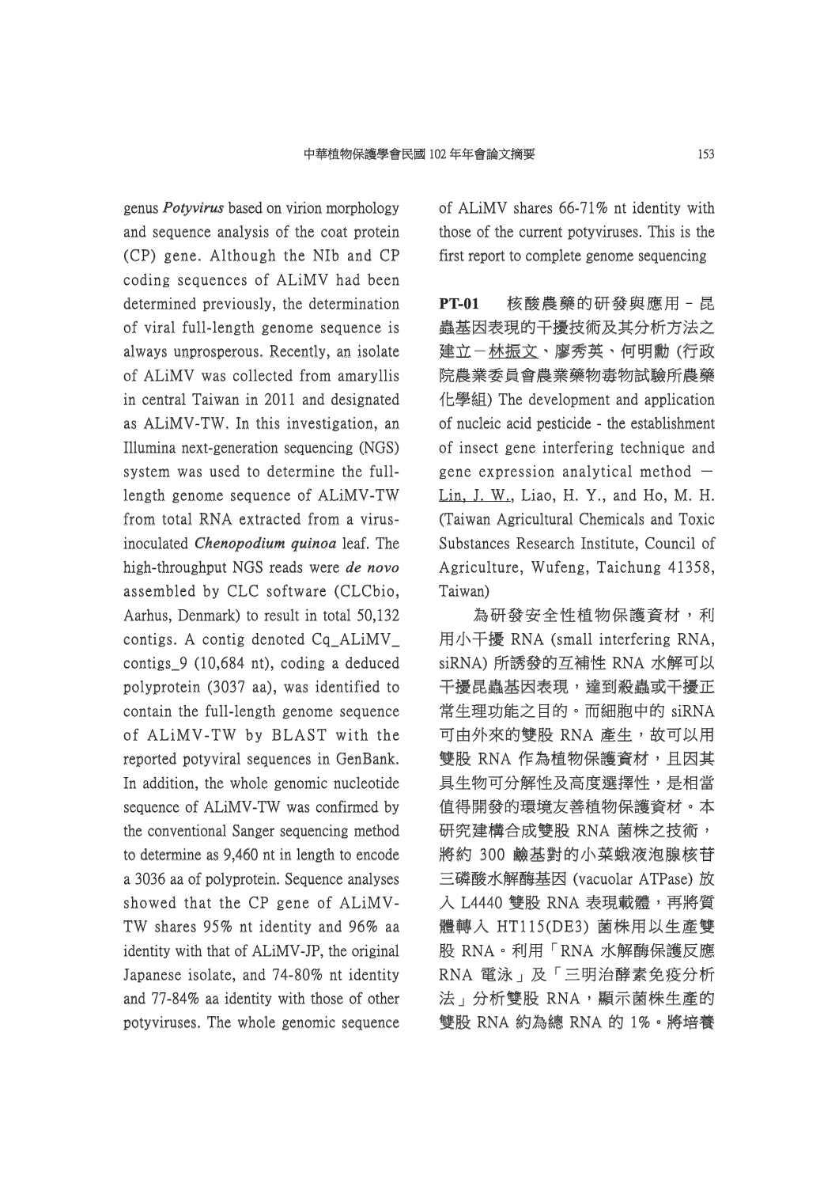genus *Potyvirus* based on virion morphology and sequence analysis of the coat protein (CP) gene. Although the NIb and CP coding sequences of ALiMV had been determined previously, the determination of viral full-length genome sequence is always unprosperous. Recently, an isolate of ALiMV was collected from amaryllis in central Taiwan in 2011 and designated as ALiMV-TW. In this investigation, an Illumina next-generation sequencing (NGS) system was used to determine the full-length genome sequence of ALiMV-TW from total RNA extracted from a virus-inoculated *Chenopodium quinoa* leaf. The high-throughput NGS reads were ***de novo*** assembled by CLC software (CLCbio, Aarhus, Denmark) to result in total 50,132 contigs. A contig denoted Cq_ALiMV_contigs_9 (10,684 nt), coding a deduced polyprotein (3037 aa), was identified to contain the full-length genome sequence of ALiMV-TW by BLAST with the reported potyviral sequences in GenBank. In addition, the whole genomic nucleotide sequence of ALiMV-TW was confirmed by the conventional Sanger sequencing method to determine as 9,460 nt in length to encode a 3036 aa of polyprotein. Sequence analyses showed that the CP gene of ALiMV-TW shares 95% nt identity and 96% aa identity with that of ALiMV-JP, the original Japanese isolate, and 74-80% nt identity and 77-84% aa identity with those of other potyviruses. The whole genomic sequence of ALiMV shares 66-71% nt identity with those of the current potyviruses. This is the first report to complete genome sequencing

**PT-01** 核酸農藥的研發與應用－昆蟲基因表現的干擾技術及其分析方法之建立－林振文、廖秀英、何明勳 (行政院農業委員會農業藥物毒物試驗所農藥化學組) The development and application of nucleic acid pesticide - the establishment of insect gene interfering technique and gene expression analytical method － Lin, J. W., Liao, H. Y., and Ho, M. H. (Taiwan Agricultural Chemicals and Toxic Substances Research Institute, Council of Agriculture, Wufeng, Taichung 41358, Taiwan)

為研發安全性植物保護資材，利用小干擾 RNA (small interfering RNA, siRNA) 所誘發的互補性 RNA 水解可以干擾昆蟲基因表現，達到殺蟲或干擾正常生理功能之目的。而細胞中的 siRNA 可由外來的雙股 RNA 產生，故可以用雙股 RNA 作為植物保護資材，且因其具生物可分解性及高度選擇性，是相當值得開發的環境友善植物保護資材。本研究建構合成雙股 RNA 菌株之技術，將約 300 鹼基對的小菜蛾液泡腺核苷三磷酸水解酶基因 (vacuolar ATPase) 放入 L4440 雙股 RNA 表現載體，再將質體轉入 HT115(DE3) 菌株用以生產雙股 RNA。利用「RNA 水解酶保護反應 RNA 電泳」及「三明治酵素免疫分析法」分析雙股 RNA，顯示菌株生產的雙股 RNA 約為總 RNA 的 1%。將培養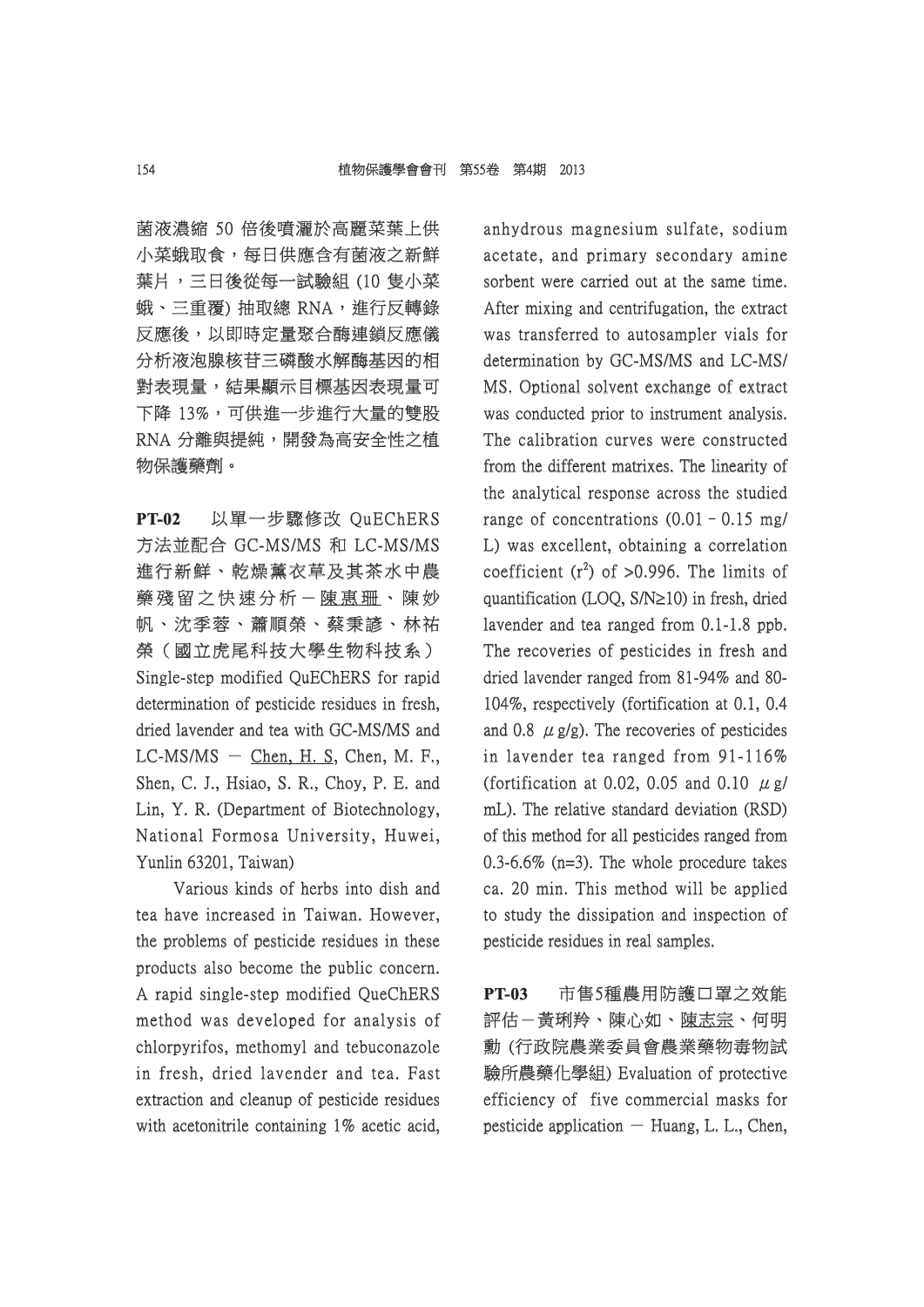菌液濃縮 50 倍後噴灑於高麗菜葉上供小菜蛾取食，每日供應含有菌液之新鮮葉片，三日後從每一試驗組 (10 隻小菜蛾、三重覆) 抽取總 RNA，進行反轉錄反應後，以即時定量聚合酶連鎖反應儀分析液泡腺核苷三磷酸水解酶基因的相對表現量，結果顯示目標基因表現量可下降 13%，可供進一步進行大量的雙股 RNA 分離與提純，開發為高安全性之植物保護藥劑。

**PT-02**　以單一步驟修改 QuEChERS 方法並配合 GC-MS/MS 和 LC-MS/MS 進行新鮮、乾燥薰衣草及其茶水中農藥殘留之快速分析－陳惠珊、陳妙帆、沈季蓉、蕭順榮、蔡秉諺、林祐榮（國立虎尾科技大學生物科技系）Single-step modified QuEChERS for rapid determination of pesticide residues in fresh, dried lavender and tea with GC-MS/MS and LC-MS/MS － Chen, H. S, Chen, M. F., Shen, C. J., Hsiao, S. R., Choy, P. E. and Lin, Y. R. (Department of Biotechnology, National Formosa University, Huwei, Yunlin 63201, Taiwan)

Various kinds of herbs into dish and tea have increased in Taiwan. However, the problems of pesticide residues in these products also become the public concern. A rapid single-step modified QueChERS method was developed for analysis of chlorpyrifos, methomyl and tebuconazole in fresh, dried lavender and tea. Fast extraction and cleanup of pesticide residues with acetonitrile containing 1% acetic acid, anhydrous magnesium sulfate, sodium acetate, and primary secondary amine sorbent were carried out at the same time. After mixing and centrifugation, the extract was transferred to autosampler vials for determination by GC-MS/MS and LC-MS/MS. Optional solvent exchange of extract was conducted prior to instrument analysis. The calibration curves were constructed from the different matrixes. The linearity of the analytical response across the studied range of concentrations (0.01 – 0.15 mg/L) was excellent, obtaining a correlation coefficient ($r^2$) of >0.996. The limits of quantification (LOQ, S/N≥10) in fresh, dried lavender and tea ranged from 0.1-1.8 ppb. The recoveries of pesticides in fresh and dried lavender ranged from 81-94% and 80-104%, respectively (fortification at 0.1, 0.4 and 0.8 $\mu$g/g). The recoveries of pesticides in lavender tea ranged from 91-116% (fortification at 0.02, 0.05 and 0.10 $\mu$g/mL). The relative standard deviation (RSD) of this method for all pesticides ranged from 0.3-6.6% (n=3). The whole procedure takes ca. 20 min. This method will be applied to study the dissipation and inspection of pesticide residues in real samples.

**PT-03**　市售5種農用防護口罩之效能評估－黃琍羚、陳心如、陳志宗、何明勳 (行政院農業委員會農業藥物毒物試驗所農藥化學組) Evaluation of protective efficiency of five commercial masks for pesticide application － Huang, L. L., Chen,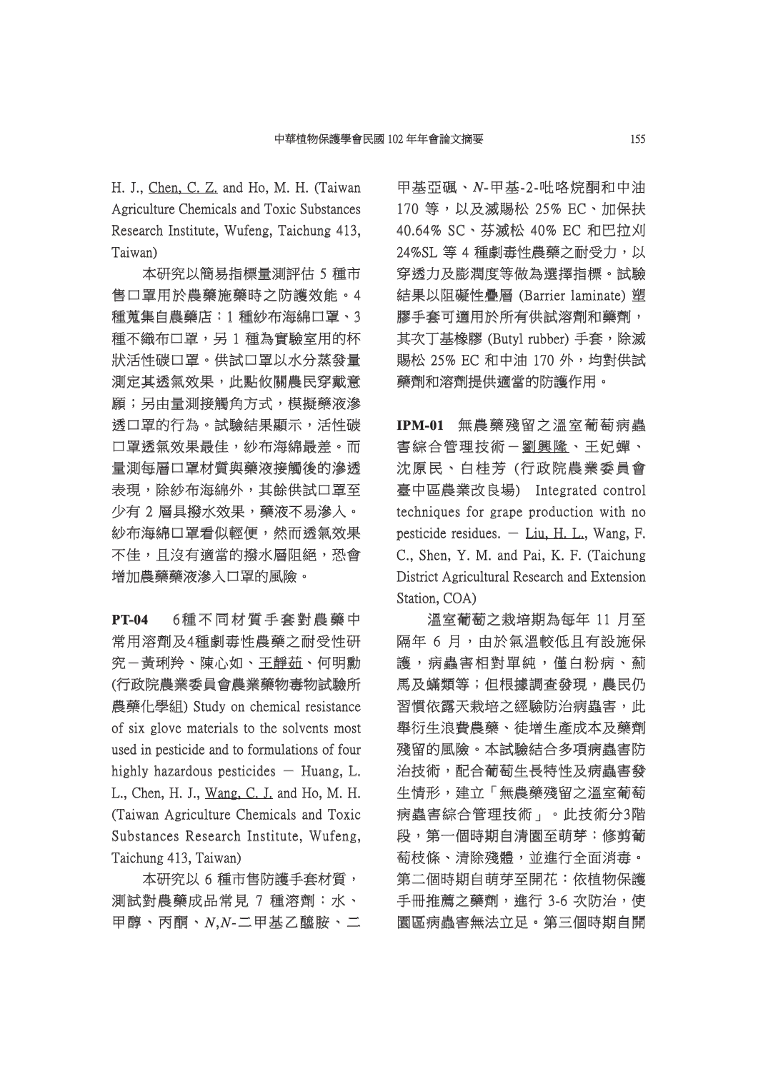H. J., Chen, C. Z. and Ho, M. H. (Taiwan Agriculture Chemicals and Toxic Substances Research Institute, Wufeng, Taichung 413, Taiwan)

本研究以簡易指標量測評估 5 種市售口罩用於農藥施藥時之防護效能。4 種蒐集自農藥店：1 種紗布海綿口罩、3 種不織布口罩，另 1 種為實驗室用的杯狀活性碳口罩。供試口罩以水分蒸發量測定其透氣效果，此點攸關農民穿戴意願；另由量測接觸角方式，模擬藥液滲透口罩的行為。試驗結果顯示，活性碳口罩透氣效果最佳，紗布海綿最差。而量測每層口罩材質與藥液接觸後的滲透表現，除紗布海綿外，其餘供試口罩至少有 2 層具撥水效果，藥液不易滲入。紗布海綿口罩看似輕便，然而透氣效果不佳，且沒有適當的撥水層阻絕，恐會增加農藥藥液滲入口罩的風險。

**PT-04** 6種不同材質手套對農藥中常用溶劑及4種劇毒性農藥之耐受性研究－黃琍羚、陳心如、王靜茹、何明勳 (行政院農業委員會農業藥物毒物試驗所農藥化學組) Study on chemical resistance of six glove materials to the solvents most used in pesticide and to formulations of four highly hazardous pesticides － Huang, L. L., Chen, H. J., Wang, C. J. and Ho, M. H. (Taiwan Agriculture Chemicals and Toxic Substances Research Institute, Wufeng, Taichung 413, Taiwan)

本研究以 6 種市售防護手套材質，測試對農藥成品常見 7 種溶劑：水、甲醇、丙酮、*N*,*N*-二甲基乙醯胺、二甲基亞碸、*N*-甲基-2-吡咯烷酮和中油 170 等，以及滅賜松 25% EC、加保扶 40.64% SC、芬滅松 40% EC 和巴拉刈 24%SL 等 4 種劇毒性農藥之耐受力，以穿透力及膨潤度等做為選擇指標。試驗結果以阻礙性疊層 (Barrier laminate) 塑膠手套可適用於所有供試溶劑和藥劑，其次丁基橡膠 (Butyl rubber) 手套，除滅賜松 25% EC 和中油 170 外，均對供試藥劑和溶劑提供適當的防護作用。

**IPM-01** 無農藥殘留之溫室葡萄病蟲害綜合管理技術－劉興隆、王妃蟬、沈原民、白桂芳 (行政院農業委員會臺中區農業改良場) Integrated control techniques for grape production with no pesticide residues. － Liu, H. L., Wang, F. C., Shen, Y. M. and Pai, K. F. (Taichung District Agricultural Research and Extension Station, COA)

溫室葡萄之栽培期為每年 11 月至隔年 6 月，由於氣溫較低且有設施保護，病蟲害相對單純，僅白粉病、薊馬及蟎類等；但根據調查發現，農民仍習慣依露天栽培之經驗防治病蟲害，此舉衍生浪費農藥、徒增生產成本及藥劑殘留的風險。本試驗結合多項病蟲害防治技術，配合葡萄生長特性及病蟲害發生情形，建立「無農藥殘留之溫室葡萄病蟲害綜合管理技術」。此技術分3階段，第一個時期自清園至萌芽：修剪葡萄枝條、清除殘體，並進行全面消毒。第二個時期自萌芽至開花：依植物保護手冊推薦之藥劑，進行 3-6 次防治，使園區病蟲害無法立足。第三個時期自開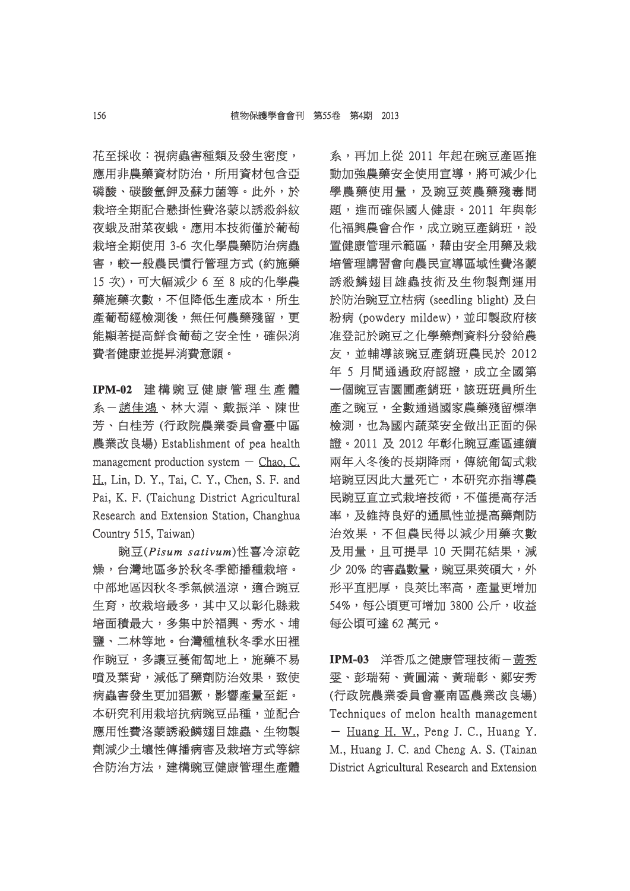花至採收：視病蟲害種類及發生密度，應用非農藥資材防治，所用資材包含亞磷酸、碳酸氫鉀及蘇力菌等。此外，於栽培全期配合懸掛性費洛蒙以誘殺斜紋夜蛾及甜菜夜蛾。應用本技術僅於葡萄栽培全期使用 3-6 次化學農藥防治病蟲害，較一般農民慣行管理方式 (約施藥 15 次)，可大幅減少 6 至 8 成的化學農藥施藥次數，不但降低生產成本，所生產葡萄經檢測後，無任何農藥殘留，更能顯著提高鮮食葡萄之安全性，確保消費者健康並提昇消費意願。

**IPM-02** 建構豌豆健康管理生產體系－趙佳鴻、林大淵、戴振洋、陳世芳、白桂芳 (行政院農業委員會臺中區農業改良場) Establishment of pea health management production system － Chao, C. H., Lin, D. Y., Tai, C. Y., Chen, S. F. and Pai, K. F. (Taichung District Agricultural Research and Extension Station, Changhua Country 515, Taiwan)

豌豆(*Pisum sativum*)性喜冷涼乾燥，台灣地區多於秋冬季節播種栽培。中部地區因秋冬季氣候溫涼，適合豌豆生育，故栽培最多，其中又以彰化縣栽培面積最大，多集中於福興、秀水、埔鹽、二林等地。台灣種植秋冬季水田裡作豌豆，多讓豆蔓匍匐地上，施藥不易噴及葉背，減低了藥劑防治效果，致使病蟲害發生更加猖獗，影響產量至鉅。本研究利用栽培抗病豌豆品種，並配合應用性費洛蒙誘殺鱗翅目雄蟲、生物製劑減少土壤性傳播病害及栽培方式等綜合防治方法，建構豌豆健康管理生產體系，再加上從 2011 年起在豌豆產區推動加強農藥安全使用宣導，將可減少化學農藥使用量，及豌豆莢農藥殘毒問題，進而確保國人健康。2011 年與彰化福興農會合作，成立豌豆產銷班，設置健康管理示範區，藉由安全用藥及栽培管理講習會向農民宣導區域性費洛蒙誘殺鱗翅目雄蟲技術及生物製劑運用於防治豌豆立枯病 (seedling blight) 及白粉病 (powdery mildew)，並印製政府核准登記於豌豆之化學藥劑資料分發給農友，並輔導該豌豆產銷班農民於 2012 年 5 月間通過政府認證，成立全國第一個豌豆吉園圃產銷班，該班班員所生產之豌豆，全數通過國家農藥殘留標準檢測，也為國內蔬菜安全做出正面的保證。2011 及 2012 年彰化豌豆產區連續兩年入冬後的長期降雨，傳統匍匐式栽培豌豆因此大量死亡，本研究亦指導農民豌豆直立式栽培技術，不僅提高存活率，及維持良好的通風性並提高藥劑防治效果，不但農民得以減少用藥次數及用量，且可提早 10 天開花結果，減少 20% 的害蟲數量，豌豆果莢碩大，外形平直肥厚，良莢比率高，產量更增加 54%，每公頃更可增加 3800 公斤，收益每公頃可達 62 萬元。

**IPM-03** 洋香瓜之健康管理技術－黃秀雯、彭瑞菊、黃圓滿、黃瑞彰、鄭安秀 (行政院農業委員會臺南區農業改良場) Techniques of melon health management － Huang H. W., Peng J. C., Huang Y. M., Huang J. C. and Cheng A. S. (Tainan District Agricultural Research and Extension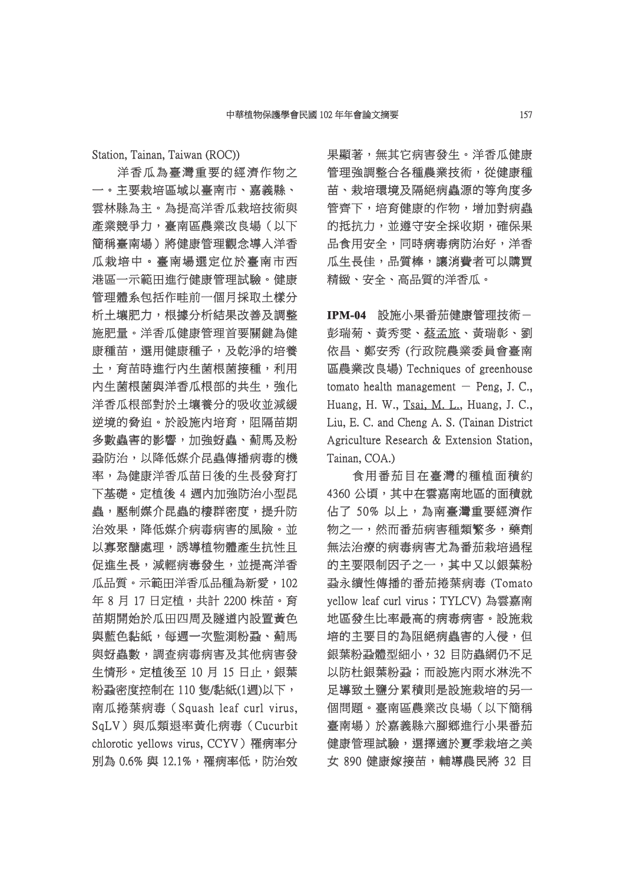Station, Tainan, Taiwan (ROC))

洋香瓜為臺灣重要的經濟作物之一。主要栽培區域以臺南市、嘉義縣、雲林縣為主。為提高洋香瓜栽培技術與產業競爭力，臺南區農業改良場（以下簡稱臺南場）將健康管理觀念導入洋香瓜栽培中。臺南場選定位於臺南市西港區一示範田進行健康管理試驗。健康管理體系包括作畦前一個月採取土樣分析土壤肥力，根據分析結果改善及調整施肥量。洋香瓜健康管理首要關鍵為健康種苗，選用健康種子，及乾淨的培養土，育苗時進行內生菌根菌接種，利用內生菌根菌與洋香瓜根部的共生，強化洋香瓜根部對於土壤養分的吸收並減緩逆境的脅迫。於設施內培育，阻隔苗期多數蟲害的影響，加強蚜蟲、薊馬及粉蝨防治，以降低媒介昆蟲傳播病毒的機率，為健康洋香瓜苗日後的生長發育打下基礎。定植後 4 週內加強防治小型昆蟲，壓制媒介昆蟲的棲群密度，提升防治效果，降低媒介病毒病害的風險。並以寡聚醣處理，誘導植物體產生抗性且促進生長，減輕病毒發生，並提高洋香瓜品質。示範田洋香瓜品種為新愛，102 年 8 月 17 日定植，共計 2200 株苗。育苗期開始於瓜田四周及隧道內設置黃色與藍色黏紙，每週一次監測粉蝨、薊馬與蚜蟲數，調查病毒病害及其他病害發生情形。定植後至 10 月 15 日止，銀葉粉蝨密度控制在 110 隻/黏紙(1週)以下，南瓜捲葉病毒（Squash leaf curl virus, SqLV）與瓜類退率黃化病毒（Cucurbit chlorotic yellows virus, CCYV）罹病率分別為 0.6% 與 12.1%，罹病率低，防治效果顯著，無其它病害發生。洋香瓜健康管理強調整合各種農業技術，從健康種苗、栽培環境及隔絕病蟲源的等角度多管齊下，培育健康的作物，增加對病蟲的抵抗力，並遵守安全採收期，確保果品食用安全，同時病毒病防治好，洋香瓜生長佳，品質棒，讓消費者可以購買精緻、安全、高品質的洋香瓜。

**IPM-04** 設施小果番茄健康管理技術－彭瑞菊、黃秀雯、蔡孟旅、黃瑞彰、劉依昌、鄭安秀 (行政院農業委員會臺南區農業改良場) Techniques of greenhouse tomato health management － Peng, J. C., Huang, H. W., Tsai, M. L., Huang, J. C., Liu, E. C. and Cheng A. S. (Tainan District Agriculture Research & Extension Station, Tainan, COA.)

食用番茄目在臺灣的種植面積約 4360 公頃，其中在雲嘉南地區的面積就佔了 50% 以上，為南臺灣重要經濟作物之一，然而番茄病害種類繁多，藥劑無法治療的病毒病害尤為番茄栽培過程的主要限制因子之一，其中又以銀葉粉蝨永續性傳播的番茄捲葉病毒 (Tomato yellow leaf curl virus；TYLCV) 為雲嘉南地區發生比率最高的病毒病害。設施栽培的主要目的為阻絕病蟲害的入侵，但銀葉粉蝨體型細小，32 目防蟲網仍不足以防杜銀葉粉蝨；而設施內雨水淋洗不足導致土鹽分累積則是設施栽培的另一個問題。臺南區農業改良場（以下簡稱臺南場）於嘉義縣六腳鄉進行小果番茄健康管理試驗，選擇適於夏季栽培之美女 890 健康嫁接苗，輔導農民將 32 目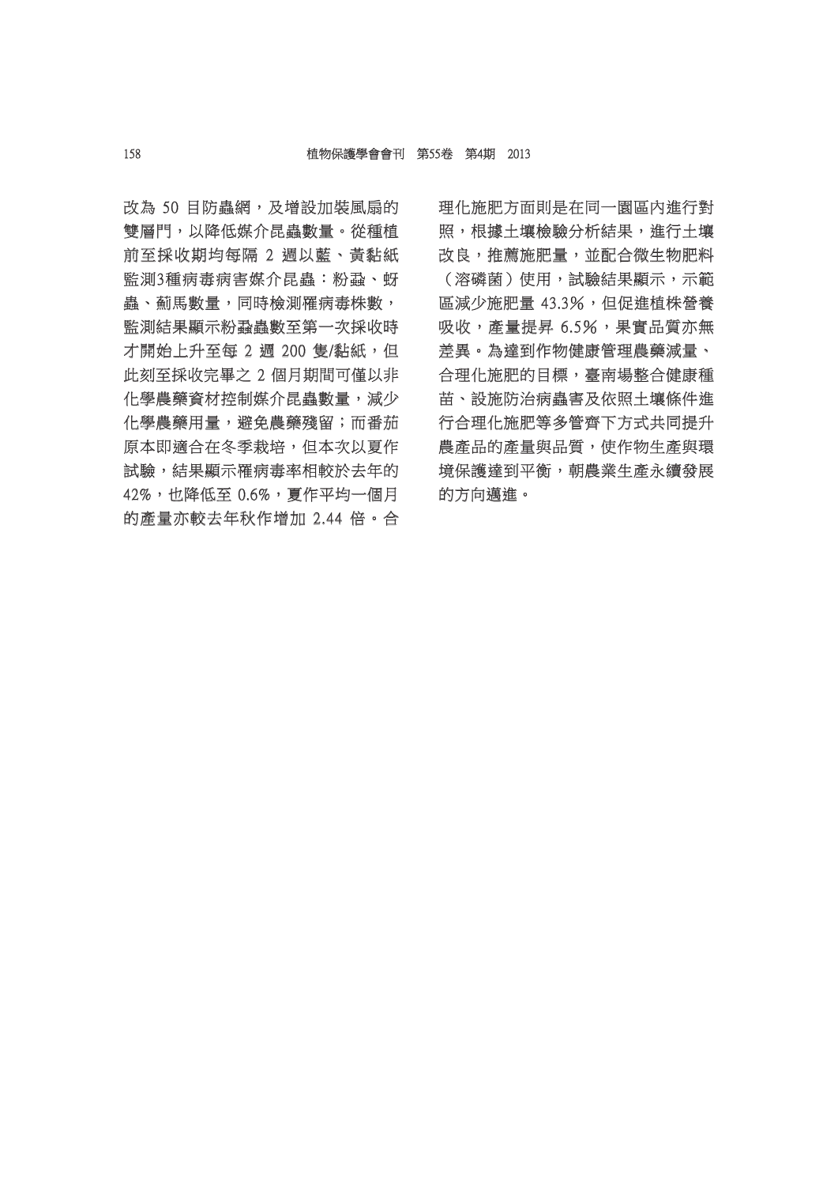改為 50 目防蟲網，及增設加裝風扇的雙層門，以降低媒介昆蟲數量。從種植前至採收期均每隔 2 週以藍、黃黏紙監測3種病毒病害媒介昆蟲：粉蝨、蚜蟲、薊馬數量，同時檢測罹病毒株數，監測結果顯示粉蝨蟲數至第一次採收時才開始上升至每 2 週 200 隻/黏紙，但此刻至採收完畢之 2 個月期間可僅以非化學農藥資材控制媒介昆蟲數量，減少化學農藥用量，避免農藥殘留；而番茄原本即適合在冬季栽培，但本次以夏作試驗，結果顯示罹病毒率相較於去年的 42%，也降低至 0.6%，夏作平均一個月的產量亦較去年秋作增加 2.44 倍。合理化施肥方面則是在同一園區內進行對照，根據土壤檢驗分析結果，進行土壤改良，推薦施肥量，並配合微生物肥料（溶磷菌）使用，試驗結果顯示，示範區減少施肥量 43.3%，但促進植株營養吸收，產量提昇 6.5%，果實品質亦無差異。為達到作物健康管理農藥減量、合理化施肥的目標，臺南場整合健康種苗、設施防治病蟲害及依照土壤條件進行合理化施肥等多管齊下方式共同提升農產品的產量與品質，使作物生產與環境保護達到平衡，朝農業生產永續發展的方向邁進。